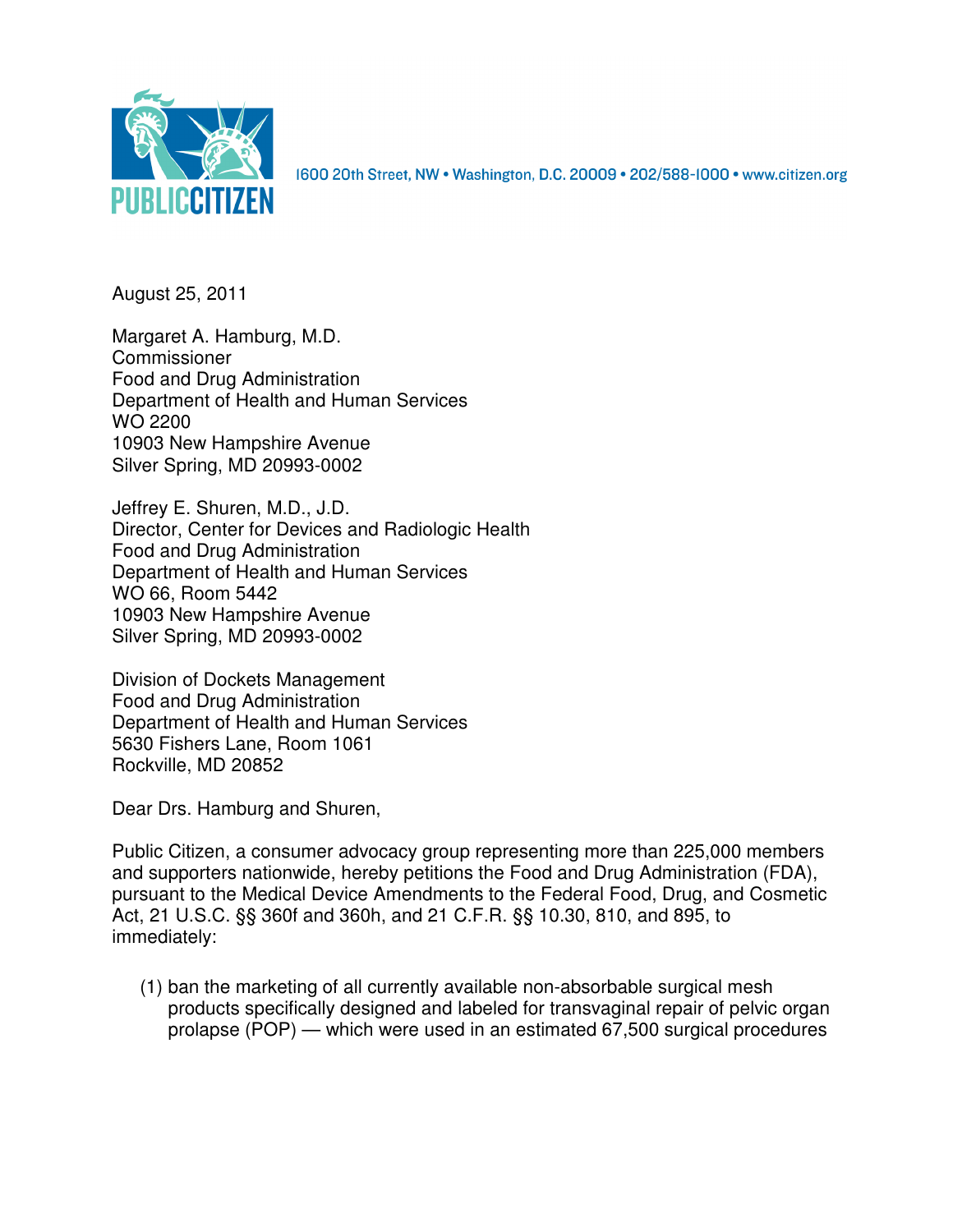PUBLIC CITIZEN

1600 20th Street, NW • Washington, D.C. 20009 • 202/588-1000 • www.citizen.org

August 25, 2011

Margaret A. Hamburg, M.D.
Commissioner
Food and Drug Administration
Department of Health and Human Services
WO 2200
10903 New Hampshire Avenue
Silver Spring, MD 20993-0002

Jeffrey E. Shuren, M.D., J.D.
Director, Center for Devices and Radiologic Health
Food and Drug Administration
Department of Health and Human Services
WO 66, Room 5442
10903 New Hampshire Avenue
Silver Spring, MD 20993-0002

Division of Dockets Management
Food and Drug Administration
Department of Health and Human Services
5630 Fishers Lane, Room 1061
Rockville, MD 20852

Dear Drs. Hamburg and Shuren,

Public Citizen, a consumer advocacy group representing more than 225,000 members and supporters nationwide, hereby petitions the Food and Drug Administration (FDA), pursuant to the Medical Device Amendments to the Federal Food, Drug, and Cosmetic Act, 21 U.S.C. §§ 360f and 360h, and 21 C.F.R. §§ 10.30, 810, and 895, to immediately:

(1) ban the marketing of all currently available non-absorbable surgical mesh products specifically designed and labeled for transvaginal repair of pelvic organ prolapse (POP) — which were used in an estimated 67,500 surgical procedures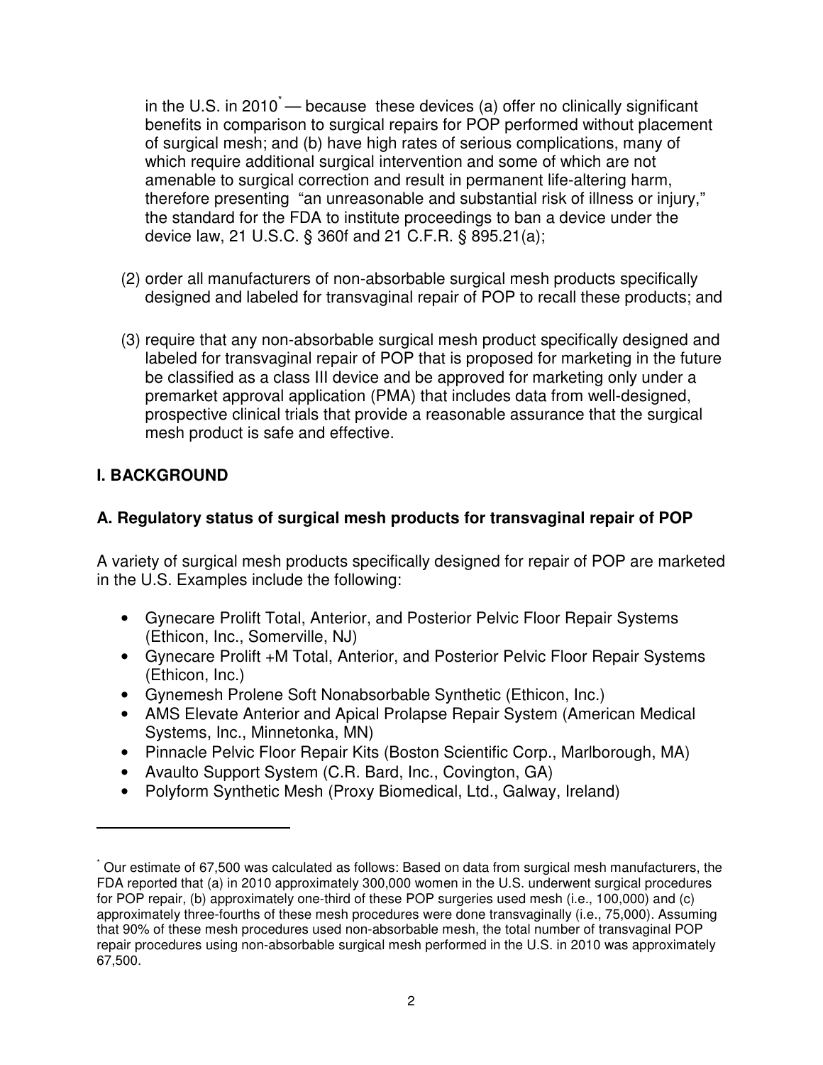in the U.S. in 2010[*] — because these devices (a) offer no clinically significant benefits in comparison to surgical repairs for POP performed without placement of surgical mesh; and (b) have high rates of serious complications, many of which require additional surgical intervention and some of which are not amenable to surgical correction and result in permanent life-altering harm, therefore presenting "an unreasonable and substantial risk of illness or injury," the standard for the FDA to institute proceedings to ban a device under the device law, 21 U.S.C. § 360f and 21 C.F.R. § 895.21(a);

(2) order all manufacturers of non-absorbable surgical mesh products specifically designed and labeled for transvaginal repair of POP to recall these products; and

(3) require that any non-absorbable surgical mesh product specifically designed and labeled for transvaginal repair of POP that is proposed for marketing in the future be classified as a class III device and be approved for marketing only under a premarket approval application (PMA) that includes data from well-designed, prospective clinical trials that provide a reasonable assurance that the surgical mesh product is safe and effective.

## I. BACKGROUND

### A. Regulatory status of surgical mesh products for transvaginal repair of POP

A variety of surgical mesh products specifically designed for repair of POP are marketed in the U.S. Examples include the following:

- Gynecare Prolift Total, Anterior, and Posterior Pelvic Floor Repair Systems (Ethicon, Inc., Somerville, NJ)
- Gynecare Prolift +M Total, Anterior, and Posterior Pelvic Floor Repair Systems (Ethicon, Inc.)
- Gynemesh Prolene Soft Nonabsorbable Synthetic (Ethicon, Inc.)
- AMS Elevate Anterior and Apical Prolapse Repair System (American Medical Systems, Inc., Minnetonka, MN)
- Pinnacle Pelvic Floor Repair Kits (Boston Scientific Corp., Marlborough, MA)
- Avaulto Support System (C.R. Bard, Inc., Covington, GA)
- Polyform Synthetic Mesh (Proxy Biomedical, Ltd., Galway, Ireland)

---

[*] Our estimate of 67,500 was calculated as follows: Based on data from surgical mesh manufacturers, the FDA reported that (a) in 2010 approximately 300,000 women in the U.S. underwent surgical procedures for POP repair, (b) approximately one-third of these POP surgeries used mesh (i.e., 100,000) and (c) approximately three-fourths of these mesh procedures were done transvaginally (i.e., 75,000). Assuming that 90% of these mesh procedures used non-absorbable mesh, the total number of transvaginal POP repair procedures using non-absorbable surgical mesh performed in the U.S. in 2010 was approximately 67,500.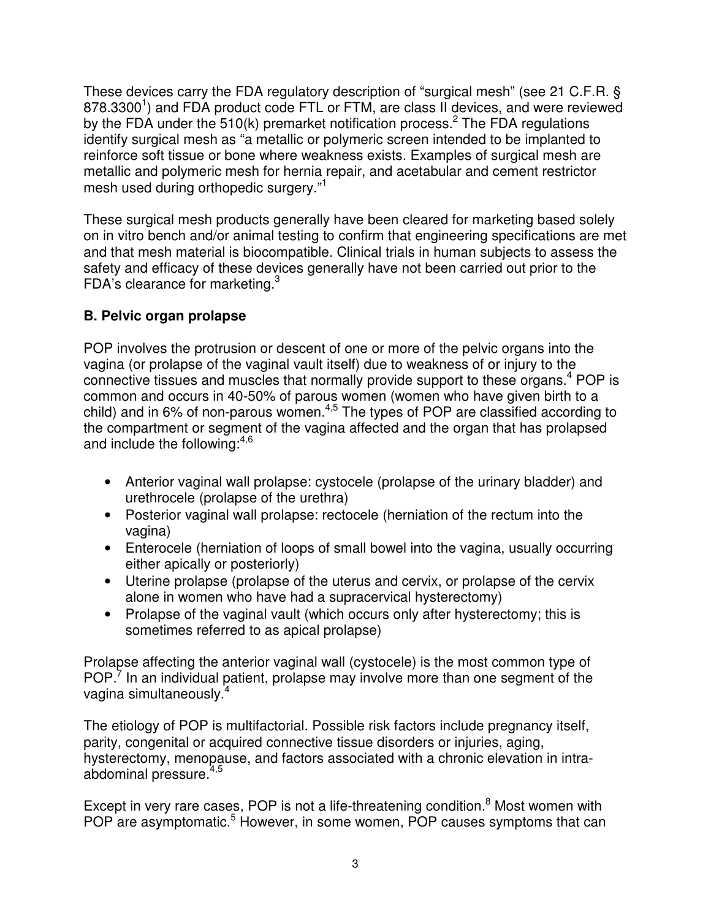These devices carry the FDA regulatory description of "surgical mesh" (see 21 C.F.R. § 878.3300[1]) and FDA product code FTL or FTM, are class II devices, and were reviewed by the FDA under the 510(k) premarket notification process.[2] The FDA regulations identify surgical mesh as "a metallic or polymeric screen intended to be implanted to reinforce soft tissue or bone where weakness exists. Examples of surgical mesh are metallic and polymeric mesh for hernia repair, and acetabular and cement restrictor mesh used during orthopedic surgery."[1]

These surgical mesh products generally have been cleared for marketing based solely on in vitro bench and/or animal testing to confirm that engineering specifications are met and that mesh material is biocompatible. Clinical trials in human subjects to assess the safety and efficacy of these devices generally have not been carried out prior to the FDA's clearance for marketing.[3]

### B. Pelvic organ prolapse

POP involves the protrusion or descent of one or more of the pelvic organs into the vagina (or prolapse of the vaginal vault itself) due to weakness of or injury to the connective tissues and muscles that normally provide support to these organs.[4] POP is common and occurs in 40-50% of parous women (women who have given birth to a child) and in 6% of non-parous women.[4,5] The types of POP are classified according to the compartment or segment of the vagina affected and the organ that has prolapsed and include the following:[4,6]

- Anterior vaginal wall prolapse: cystocele (prolapse of the urinary bladder) and urethrocele (prolapse of the urethra)
- Posterior vaginal wall prolapse: rectocele (herniation of the rectum into the vagina)
- Enterocele (herniation of loops of small bowel into the vagina, usually occurring either apically or posteriorly)
- Uterine prolapse (prolapse of the uterus and cervix, or prolapse of the cervix alone in women who have had a supracervical hysterectomy)
- Prolapse of the vaginal vault (which occurs only after hysterectomy; this is sometimes referred to as apical prolapse)

Prolapse affecting the anterior vaginal wall (cystocele) is the most common type of POP.[7] In an individual patient, prolapse may involve more than one segment of the vagina simultaneously.[4]

The etiology of POP is multifactorial. Possible risk factors include pregnancy itself, parity, congenital or acquired connective tissue disorders or injuries, aging, hysterectomy, menopause, and factors associated with a chronic elevation in intra-abdominal pressure.[4,5]

Except in very rare cases, POP is not a life-threatening condition.[8] Most women with POP are asymptomatic.[5] However, in some women, POP causes symptoms that can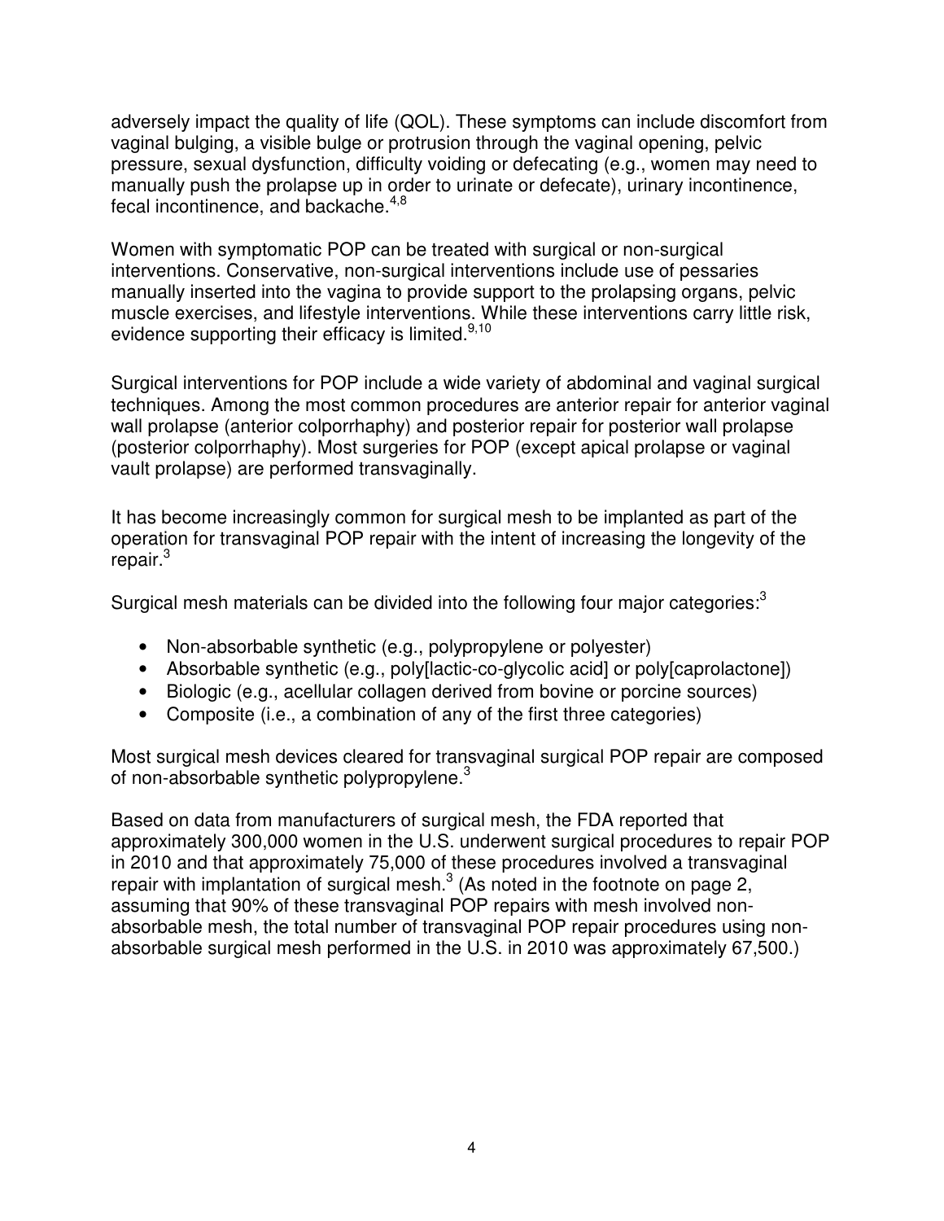adversely impact the quality of life (QOL). These symptoms can include discomfort from vaginal bulging, a visible bulge or protrusion through the vaginal opening, pelvic pressure, sexual dysfunction, difficulty voiding or defecating (e.g., women may need to manually push the prolapse up in order to urinate or defecate), urinary incontinence, fecal incontinence, and backache.[4,8]

Women with symptomatic POP can be treated with surgical or non-surgical interventions. Conservative, non-surgical interventions include use of pessaries manually inserted into the vagina to provide support to the prolapsing organs, pelvic muscle exercises, and lifestyle interventions. While these interventions carry little risk, evidence supporting their efficacy is limited.[9,10]

Surgical interventions for POP include a wide variety of abdominal and vaginal surgical techniques. Among the most common procedures are anterior repair for anterior vaginal wall prolapse (anterior colporrhaphy) and posterior repair for posterior wall prolapse (posterior colporrhaphy). Most surgeries for POP (except apical prolapse or vaginal vault prolapse) are performed transvaginally.

It has become increasingly common for surgical mesh to be implanted as part of the operation for transvaginal POP repair with the intent of increasing the longevity of the repair.[3]

Surgical mesh materials can be divided into the following four major categories:[3]

- Non-absorbable synthetic (e.g., polypropylene or polyester)
- Absorbable synthetic (e.g., poly[lactic-co-glycolic acid] or poly[caprolactone])
- Biologic (e.g., acellular collagen derived from bovine or porcine sources)
- Composite (i.e., a combination of any of the first three categories)

Most surgical mesh devices cleared for transvaginal surgical POP repair are composed of non-absorbable synthetic polypropylene.[3]

Based on data from manufacturers of surgical mesh, the FDA reported that approximately 300,000 women in the U.S. underwent surgical procedures to repair POP in 2010 and that approximately 75,000 of these procedures involved a transvaginal repair with implantation of surgical mesh.[3] (As noted in the footnote on page 2, assuming that 90% of these transvaginal POP repairs with mesh involved non-absorbable mesh, the total number of transvaginal POP repair procedures using non-absorbable surgical mesh performed in the U.S. in 2010 was approximately 67,500.)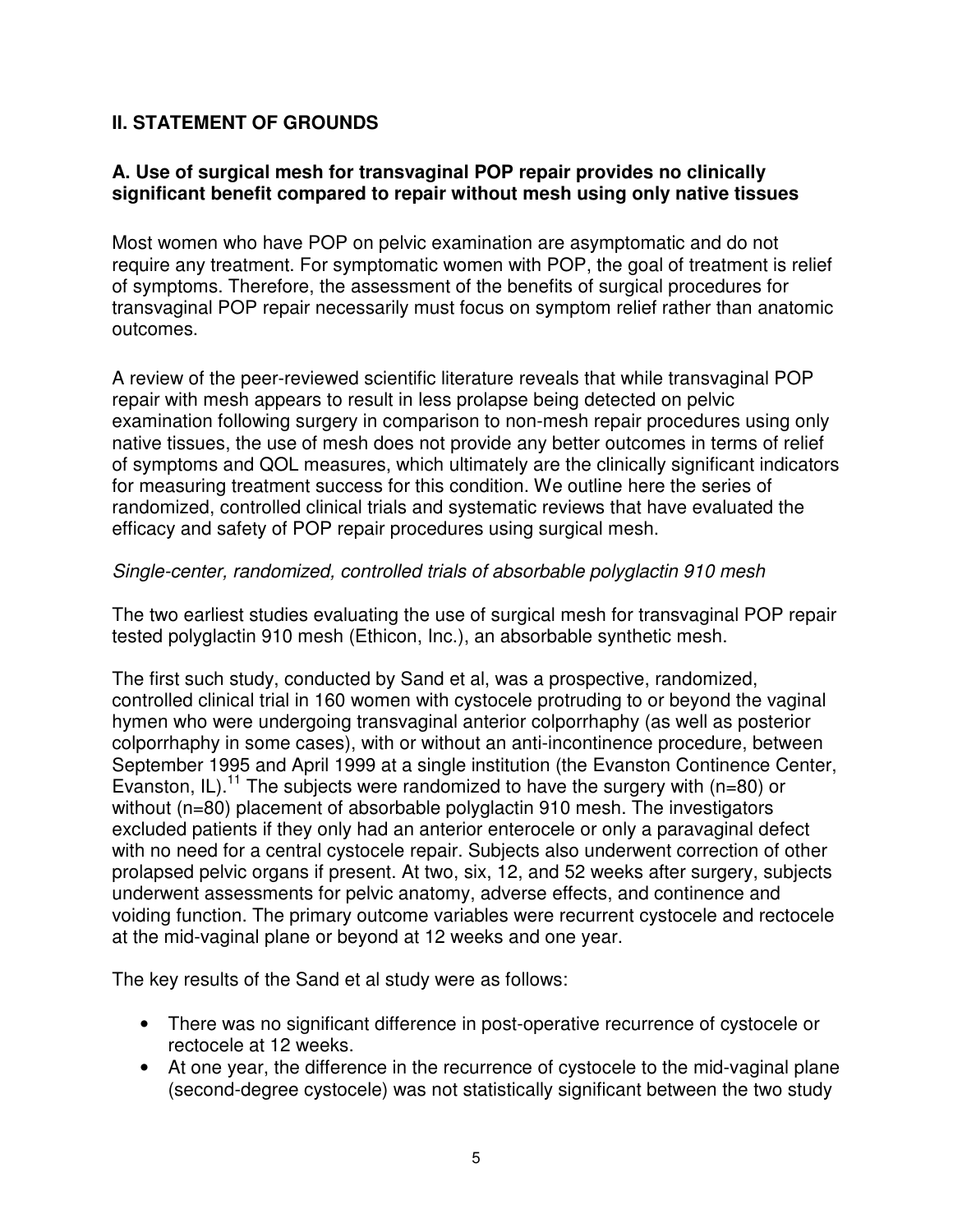## II. STATEMENT OF GROUNDS

### A. Use of surgical mesh for transvaginal POP repair provides no clinically significant benefit compared to repair without mesh using only native tissues

Most women who have POP on pelvic examination are asymptomatic and do not require any treatment. For symptomatic women with POP, the goal of treatment is relief of symptoms. Therefore, the assessment of the benefits of surgical procedures for transvaginal POP repair necessarily must focus on symptom relief rather than anatomic outcomes.

A review of the peer-reviewed scientific literature reveals that while transvaginal POP repair with mesh appears to result in less prolapse being detected on pelvic examination following surgery in comparison to non-mesh repair procedures using only native tissues, the use of mesh does not provide any better outcomes in terms of relief of symptoms and QOL measures, which ultimately are the clinically significant indicators for measuring treatment success for this condition. We outline here the series of randomized, controlled clinical trials and systematic reviews that have evaluated the efficacy and safety of POP repair procedures using surgical mesh.

*Single-center, randomized, controlled trials of absorbable polyglactin 910 mesh*

The two earliest studies evaluating the use of surgical mesh for transvaginal POP repair tested polyglactin 910 mesh (Ethicon, Inc.), an absorbable synthetic mesh.

The first such study, conducted by Sand et al, was a prospective, randomized, controlled clinical trial in 160 women with cystocele protruding to or beyond the vaginal hymen who were undergoing transvaginal anterior colporrhaphy (as well as posterior colporrhaphy in some cases), with or without an anti-incontinence procedure, between September 1995 and April 1999 at a single institution (the Evanston Continence Center, Evanston, IL).[11] The subjects were randomized to have the surgery with (n=80) or without (n=80) placement of absorbable polyglactin 910 mesh. The investigators excluded patients if they only had an anterior enterocele or only a paravaginal defect with no need for a central cystocele repair. Subjects also underwent correction of other prolapsed pelvic organs if present. At two, six, 12, and 52 weeks after surgery, subjects underwent assessments for pelvic anatomy, adverse effects, and continence and voiding function. The primary outcome variables were recurrent cystocele and rectocele at the mid-vaginal plane or beyond at 12 weeks and one year.

The key results of the Sand et al study were as follows:

- There was no significant difference in post-operative recurrence of cystocele or rectocele at 12 weeks.
- At one year, the difference in the recurrence of cystocele to the mid-vaginal plane (second-degree cystocele) was not statistically significant between the two study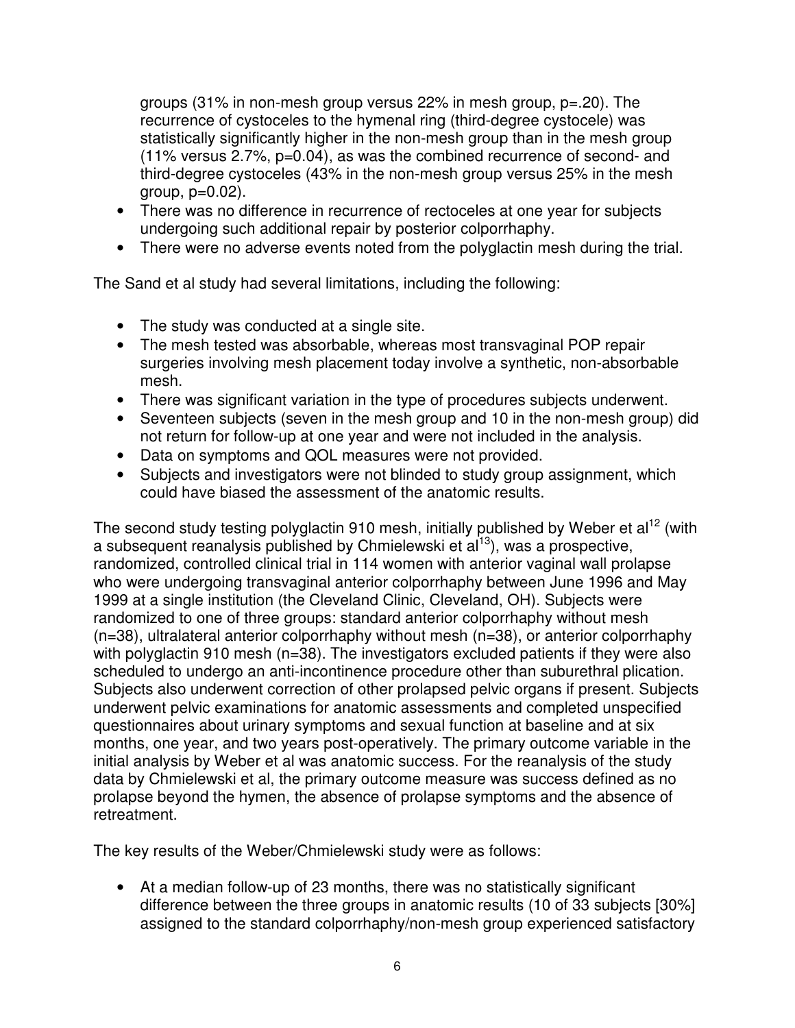groups (31% in non-mesh group versus 22% in mesh group, p=.20). The recurrence of cystoceles to the hymenal ring (third-degree cystocele) was statistically significantly higher in the non-mesh group than in the mesh group (11% versus 2.7%, p=0.04), as was the combined recurrence of second- and third-degree cystoceles (43% in the non-mesh group versus 25% in the mesh group, p=0.02).

- There was no difference in recurrence of rectoceles at one year for subjects undergoing such additional repair by posterior colporrhaphy.
- There were no adverse events noted from the polyglactin mesh during the trial.

The Sand et al study had several limitations, including the following:

- The study was conducted at a single site.
- The mesh tested was absorbable, whereas most transvaginal POP repair surgeries involving mesh placement today involve a synthetic, non-absorbable mesh.
- There was significant variation in the type of procedures subjects underwent.
- Seventeen subjects (seven in the mesh group and 10 in the non-mesh group) did not return for follow-up at one year and were not included in the analysis.
- Data on symptoms and QOL measures were not provided.
- Subjects and investigators were not blinded to study group assignment, which could have biased the assessment of the anatomic results.

The second study testing polyglactin 910 mesh, initially published by Weber et al[12] (with a subsequent reanalysis published by Chmielewski et al[13]), was a prospective, randomized, controlled clinical trial in 114 women with anterior vaginal wall prolapse who were undergoing transvaginal anterior colporrhaphy between June 1996 and May 1999 at a single institution (the Cleveland Clinic, Cleveland, OH). Subjects were randomized to one of three groups: standard anterior colporrhaphy without mesh (n=38), ultralateral anterior colporrhaphy without mesh (n=38), or anterior colporrhaphy with polyglactin 910 mesh (n=38). The investigators excluded patients if they were also scheduled to undergo an anti-incontinence procedure other than suburethral plication. Subjects also underwent correction of other prolapsed pelvic organs if present. Subjects underwent pelvic examinations for anatomic assessments and completed unspecified questionnaires about urinary symptoms and sexual function at baseline and at six months, one year, and two years post-operatively. The primary outcome variable in the initial analysis by Weber et al was anatomic success. For the reanalysis of the study data by Chmielewski et al, the primary outcome measure was success defined as no prolapse beyond the hymen, the absence of prolapse symptoms and the absence of retreatment.

The key results of the Weber/Chmielewski study were as follows:

- At a median follow-up of 23 months, there was no statistically significant difference between the three groups in anatomic results (10 of 33 subjects [30%] assigned to the standard colporrhaphy/non-mesh group experienced satisfactory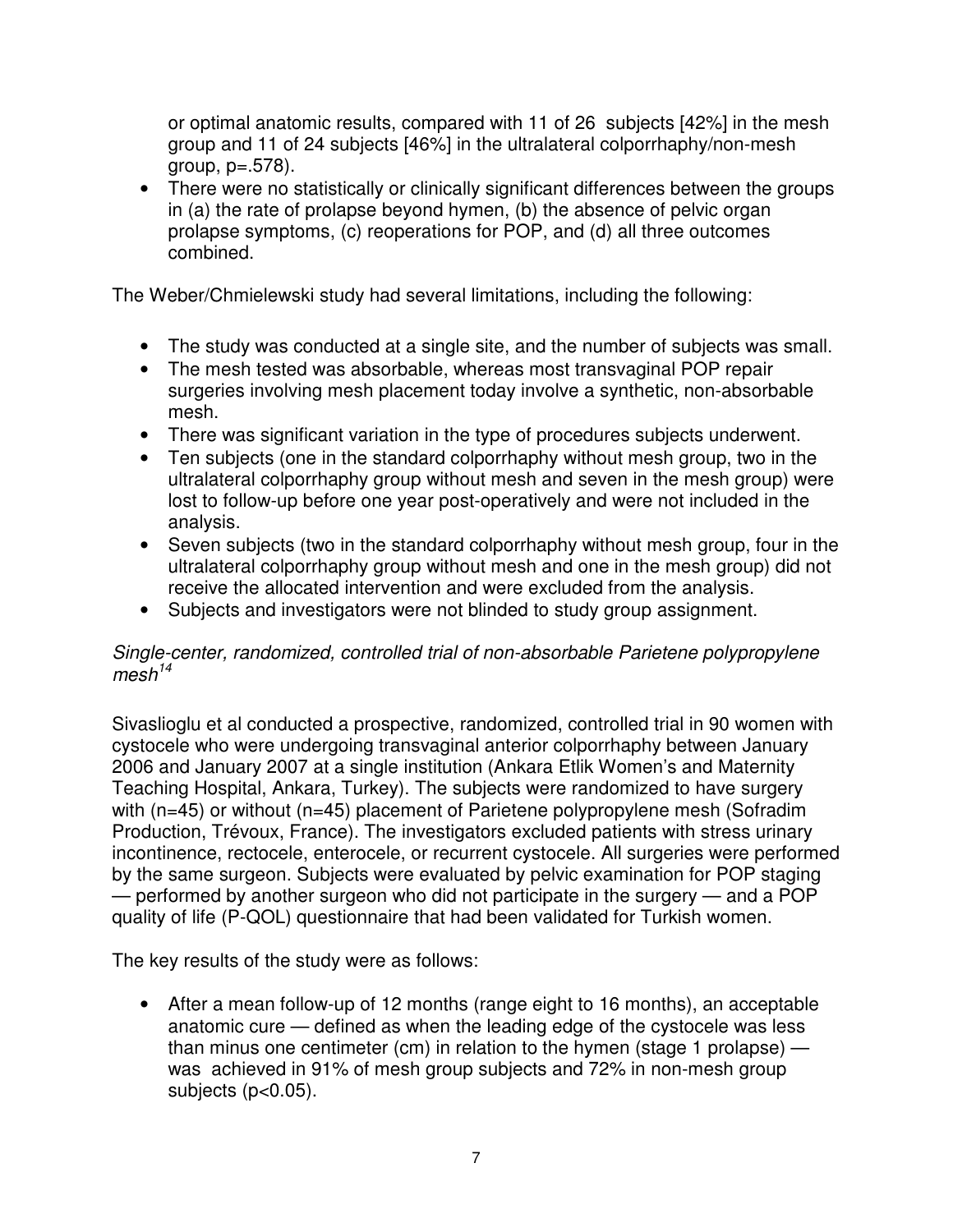or optimal anatomic results, compared with 11 of 26 subjects [42%] in the mesh group and 11 of 24 subjects [46%] in the ultralateral colporrhaphy/non-mesh group, p=.578).

- There were no statistically or clinically significant differences between the groups in (a) the rate of prolapse beyond hymen, (b) the absence of pelvic organ prolapse symptoms, (c) reoperations for POP, and (d) all three outcomes combined.

The Weber/Chmielewski study had several limitations, including the following:

- The study was conducted at a single site, and the number of subjects was small.
- The mesh tested was absorbable, whereas most transvaginal POP repair surgeries involving mesh placement today involve a synthetic, non-absorbable mesh.
- There was significant variation in the type of procedures subjects underwent.
- Ten subjects (one in the standard colporrhaphy without mesh group, two in the ultralateral colporrhaphy group without mesh and seven in the mesh group) were lost to follow-up before one year post-operatively and were not included in the analysis.
- Seven subjects (two in the standard colporrhaphy without mesh group, four in the ultralateral colporrhaphy group without mesh and one in the mesh group) did not receive the allocated intervention and were excluded from the analysis.
- Subjects and investigators were not blinded to study group assignment.

*Single-center, randomized, controlled trial of non-absorbable Parietene polypropylene mesh*[14]

Sivaslioglu et al conducted a prospective, randomized, controlled trial in 90 women with cystocele who were undergoing transvaginal anterior colporrhaphy between January 2006 and January 2007 at a single institution (Ankara Etlik Women's and Maternity Teaching Hospital, Ankara, Turkey). The subjects were randomized to have surgery with (n=45) or without (n=45) placement of Parietene polypropylene mesh (Sofradim Production, Trévoux, France). The investigators excluded patients with stress urinary incontinence, rectocele, enterocele, or recurrent cystocele. All surgeries were performed by the same surgeon. Subjects were evaluated by pelvic examination for POP staging — performed by another surgeon who did not participate in the surgery — and a POP quality of life (P-QOL) questionnaire that had been validated for Turkish women.

The key results of the study were as follows:

- After a mean follow-up of 12 months (range eight to 16 months), an acceptable anatomic cure — defined as when the leading edge of the cystocele was less than minus one centimeter (cm) in relation to the hymen (stage 1 prolapse) — was achieved in 91% of mesh group subjects and 72% in non-mesh group subjects ($p<0.05$).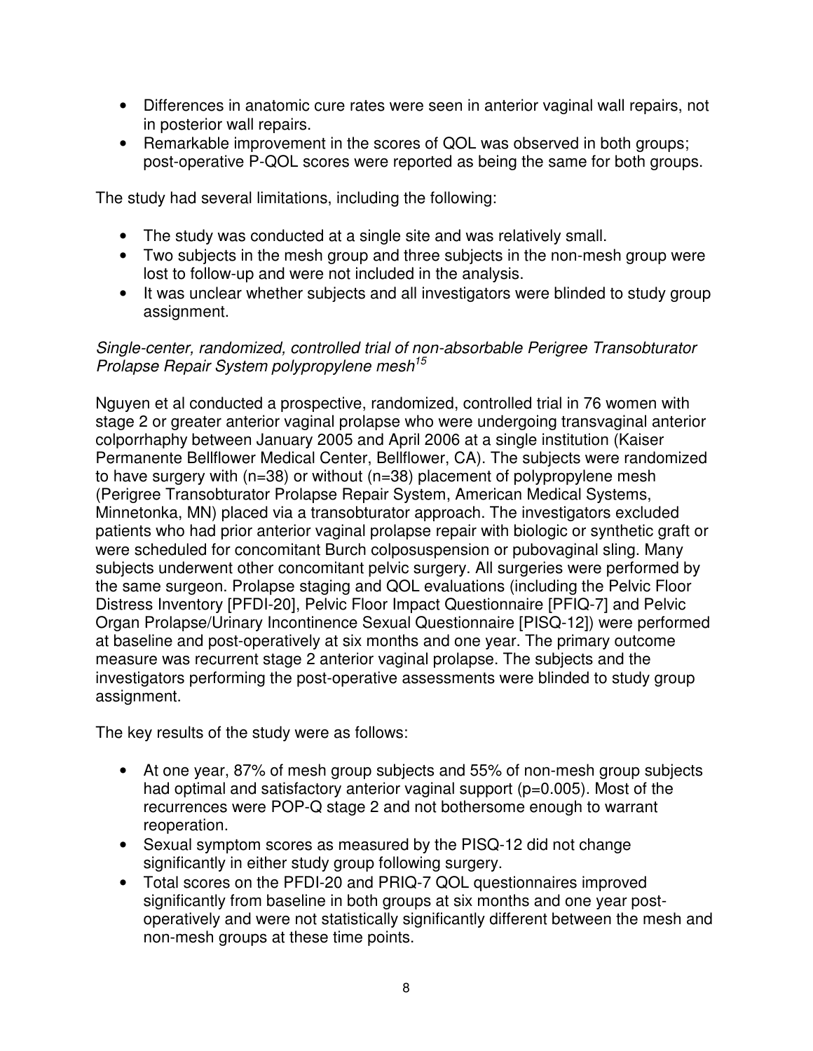- Differences in anatomic cure rates were seen in anterior vaginal wall repairs, not in posterior wall repairs.
- Remarkable improvement in the scores of QOL was observed in both groups; post-operative P-QOL scores were reported as being the same for both groups.

The study had several limitations, including the following:

- The study was conducted at a single site and was relatively small.
- Two subjects in the mesh group and three subjects in the non-mesh group were lost to follow-up and were not included in the analysis.
- It was unclear whether subjects and all investigators were blinded to study group assignment.

*Single-center, randomized, controlled trial of non-absorbable Perigree Transobturator Prolapse Repair System polypropylene mesh*[15]

Nguyen et al conducted a prospective, randomized, controlled trial in 76 women with stage 2 or greater anterior vaginal prolapse who were undergoing transvaginal anterior colporrhaphy between January 2005 and April 2006 at a single institution (Kaiser Permanente Bellflower Medical Center, Bellflower, CA). The subjects were randomized to have surgery with (n=38) or without (n=38) placement of polypropylene mesh (Perigree Transobturator Prolapse Repair System, American Medical Systems, Minnetonka, MN) placed via a transobturator approach. The investigators excluded patients who had prior anterior vaginal prolapse repair with biologic or synthetic graft or were scheduled for concomitant Burch colposuspension or pubovaginal sling. Many subjects underwent other concomitant pelvic surgery. All surgeries were performed by the same surgeon. Prolapse staging and QOL evaluations (including the Pelvic Floor Distress Inventory [PFDI-20], Pelvic Floor Impact Questionnaire [PFIQ-7] and Pelvic Organ Prolapse/Urinary Incontinence Sexual Questionnaire [PISQ-12]) were performed at baseline and post-operatively at six months and one year. The primary outcome measure was recurrent stage 2 anterior vaginal prolapse. The subjects and the investigators performing the post-operative assessments were blinded to study group assignment.

The key results of the study were as follows:

- At one year, 87% of mesh group subjects and 55% of non-mesh group subjects had optimal and satisfactory anterior vaginal support (p=0.005). Most of the recurrences were POP-Q stage 2 and not bothersome enough to warrant reoperation.
- Sexual symptom scores as measured by the PISQ-12 did not change significantly in either study group following surgery.
- Total scores on the PFDI-20 and PRIQ-7 QOL questionnaires improved significantly from baseline in both groups at six months and one year post-operatively and were not statistically significantly different between the mesh and non-mesh groups at these time points.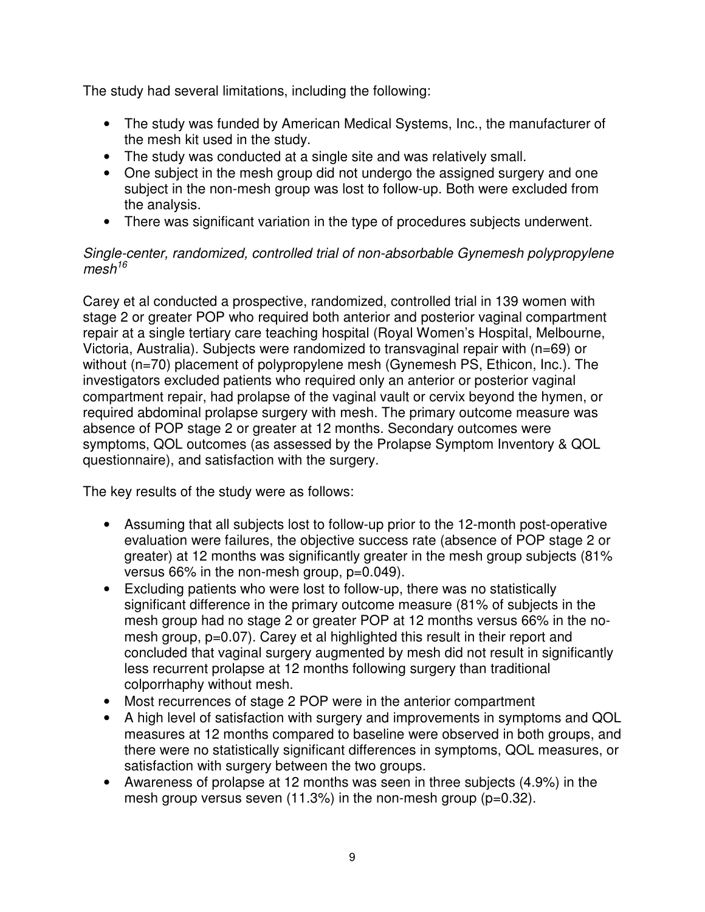The study had several limitations, including the following:

- The study was funded by American Medical Systems, Inc., the manufacturer of the mesh kit used in the study.
- The study was conducted at a single site and was relatively small.
- One subject in the mesh group did not undergo the assigned surgery and one subject in the non-mesh group was lost to follow-up. Both were excluded from the analysis.
- There was significant variation in the type of procedures subjects underwent.

*Single-center, randomized, controlled trial of non-absorbable Gynemesh polypropylene mesh*[16]

Carey et al conducted a prospective, randomized, controlled trial in 139 women with stage 2 or greater POP who required both anterior and posterior vaginal compartment repair at a single tertiary care teaching hospital (Royal Women's Hospital, Melbourne, Victoria, Australia). Subjects were randomized to transvaginal repair with (n=69) or without (n=70) placement of polypropylene mesh (Gynemesh PS, Ethicon, Inc.). The investigators excluded patients who required only an anterior or posterior vaginal compartment repair, had prolapse of the vaginal vault or cervix beyond the hymen, or required abdominal prolapse surgery with mesh. The primary outcome measure was absence of POP stage 2 or greater at 12 months. Secondary outcomes were symptoms, QOL outcomes (as assessed by the Prolapse Symptom Inventory & QOL questionnaire), and satisfaction with the surgery.

The key results of the study were as follows:

- Assuming that all subjects lost to follow-up prior to the 12-month post-operative evaluation were failures, the objective success rate (absence of POP stage 2 or greater) at 12 months was significantly greater in the mesh group subjects (81% versus 66% in the non-mesh group, $p=0.049$).
- Excluding patients who were lost to follow-up, there was no statistically significant difference in the primary outcome measure (81% of subjects in the mesh group had no stage 2 or greater POP at 12 months versus 66% in the no-mesh group, $p=0.07$). Carey et al highlighted this result in their report and concluded that vaginal surgery augmented by mesh did not result in significantly less recurrent prolapse at 12 months following surgery than traditional colporrhaphy without mesh.
- Most recurrences of stage 2 POP were in the anterior compartment
- A high level of satisfaction with surgery and improvements in symptoms and QOL measures at 12 months compared to baseline were observed in both groups, and there were no statistically significant differences in symptoms, QOL measures, or satisfaction with surgery between the two groups.
- Awareness of prolapse at 12 months was seen in three subjects (4.9%) in the mesh group versus seven (11.3%) in the non-mesh group ($p=0.32$).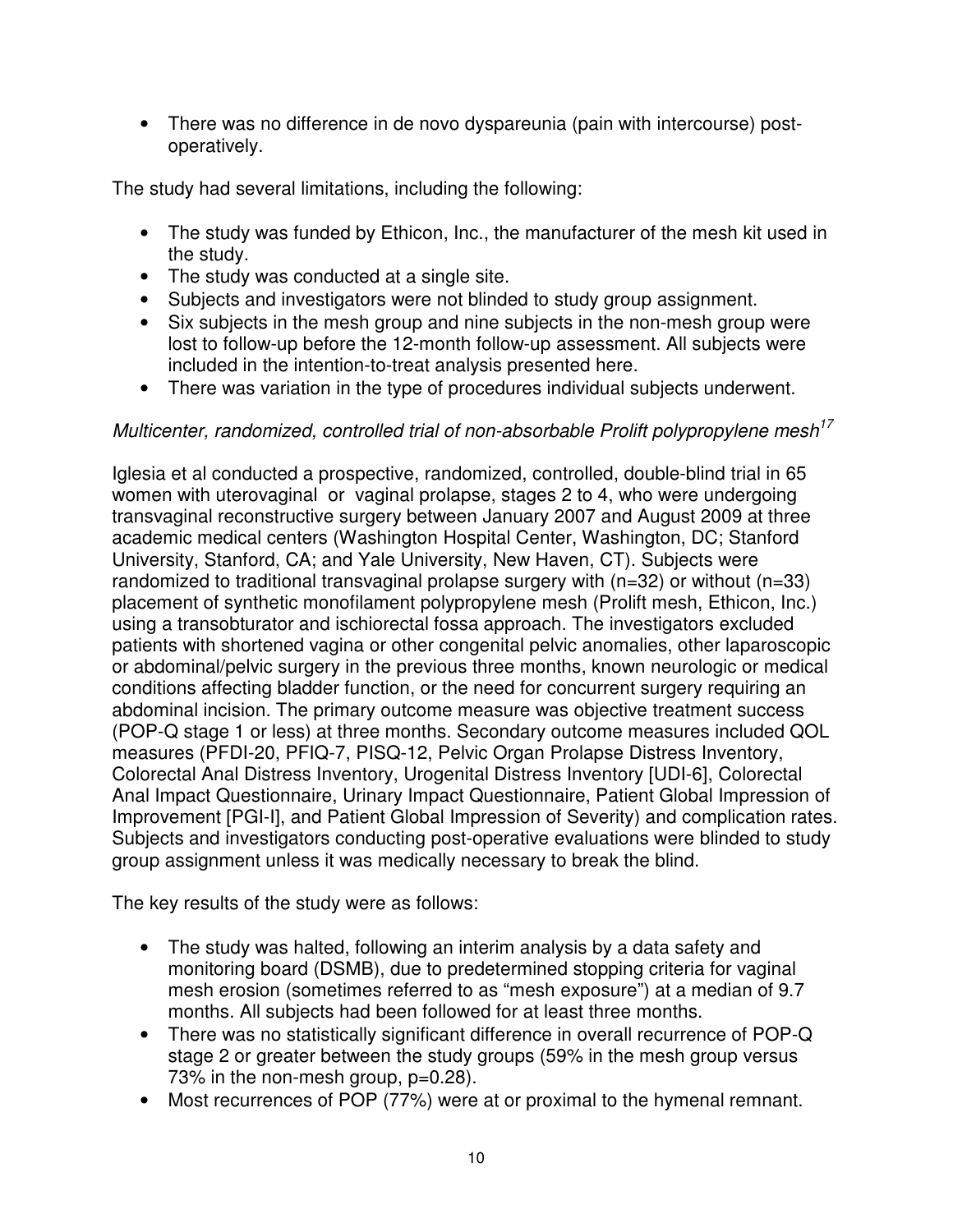- There was no difference in de novo dyspareunia (pain with intercourse) post-operatively.

The study had several limitations, including the following:

- The study was funded by Ethicon, Inc., the manufacturer of the mesh kit used in the study.
- The study was conducted at a single site.
- Subjects and investigators were not blinded to study group assignment.
- Six subjects in the mesh group and nine subjects in the non-mesh group were lost to follow-up before the 12-month follow-up assessment. All subjects were included in the intention-to-treat analysis presented here.
- There was variation in the type of procedures individual subjects underwent.

*Multicenter, randomized, controlled trial of non-absorbable Prolift polypropylene mesh*[17]

Iglesia et al conducted a prospective, randomized, controlled, double-blind trial in 65 women with uterovaginal or vaginal prolapse, stages 2 to 4, who were undergoing transvaginal reconstructive surgery between January 2007 and August 2009 at three academic medical centers (Washington Hospital Center, Washington, DC; Stanford University, Stanford, CA; and Yale University, New Haven, CT). Subjects were randomized to traditional transvaginal prolapse surgery with (n=32) or without (n=33) placement of synthetic monofilament polypropylene mesh (Prolift mesh, Ethicon, Inc.) using a transobturator and ischiorectal fossa approach. The investigators excluded patients with shortened vagina or other congenital pelvic anomalies, other laparoscopic or abdominal/pelvic surgery in the previous three months, known neurologic or medical conditions affecting bladder function, or the need for concurrent surgery requiring an abdominal incision. The primary outcome measure was objective treatment success (POP-Q stage 1 or less) at three months. Secondary outcome measures included QOL measures (PFDI-20, PFIQ-7, PISQ-12, Pelvic Organ Prolapse Distress Inventory, Colorectal Anal Distress Inventory, Urogenital Distress Inventory [UDI-6], Colorectal Anal Impact Questionnaire, Urinary Impact Questionnaire, Patient Global Impression of Improvement [PGI-I], and Patient Global Impression of Severity) and complication rates. Subjects and investigators conducting post-operative evaluations were blinded to study group assignment unless it was medically necessary to break the blind.

The key results of the study were as follows:

- The study was halted, following an interim analysis by a data safety and monitoring board (DSMB), due to predetermined stopping criteria for vaginal mesh erosion (sometimes referred to as "mesh exposure") at a median of 9.7 months. All subjects had been followed for at least three months.
- There was no statistically significant difference in overall recurrence of POP-Q stage 2 or greater between the study groups (59% in the mesh group versus 73% in the non-mesh group, p=0.28).
- Most recurrences of POP (77%) were at or proximal to the hymenal remnant.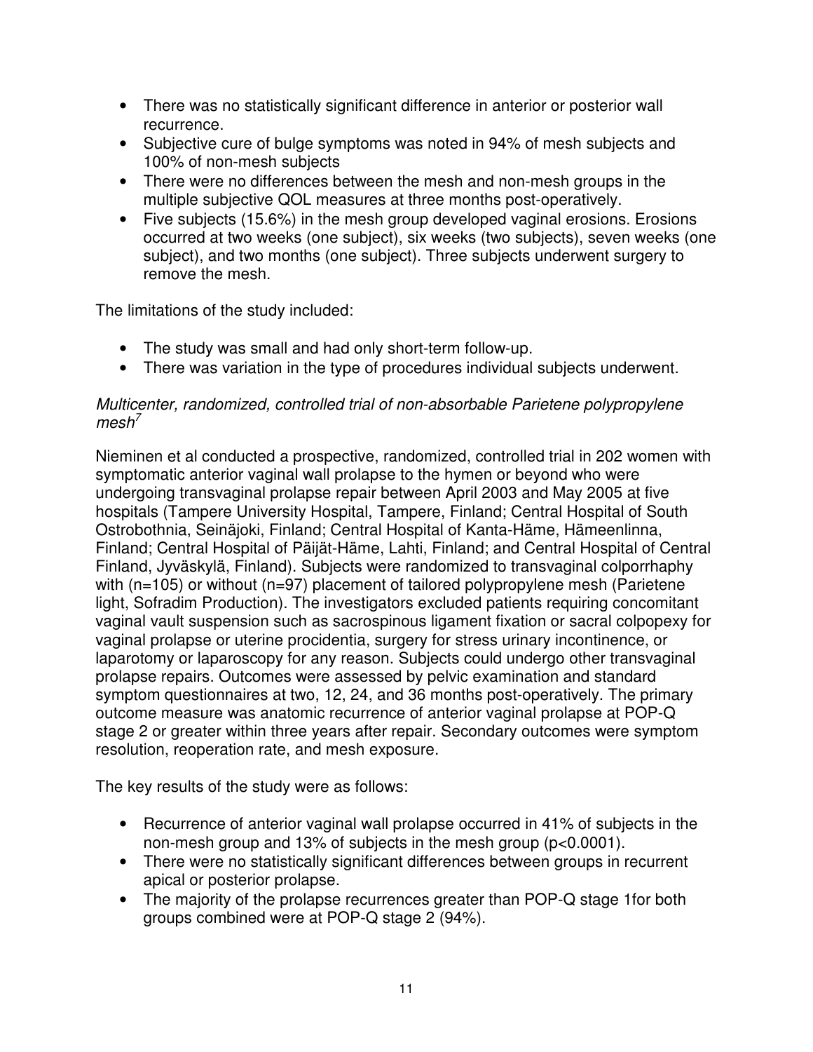- There was no statistically significant difference in anterior or posterior wall recurrence.
- Subjective cure of bulge symptoms was noted in 94% of mesh subjects and 100% of non-mesh subjects
- There were no differences between the mesh and non-mesh groups in the multiple subjective QOL measures at three months post-operatively.
- Five subjects (15.6%) in the mesh group developed vaginal erosions. Erosions occurred at two weeks (one subject), six weeks (two subjects), seven weeks (one subject), and two months (one subject). Three subjects underwent surgery to remove the mesh.

The limitations of the study included:

- The study was small and had only short-term follow-up.
- There was variation in the type of procedures individual subjects underwent.

*Multicenter, randomized, controlled trial of non-absorbable Parietene polypropylene mesh*[7]

Nieminen et al conducted a prospective, randomized, controlled trial in 202 women with symptomatic anterior vaginal wall prolapse to the hymen or beyond who were undergoing transvaginal prolapse repair between April 2003 and May 2005 at five hospitals (Tampere University Hospital, Tampere, Finland; Central Hospital of South Ostrobothnia, Seinäjoki, Finland; Central Hospital of Kanta-Häme, Hämeenlinna, Finland; Central Hospital of Päijät-Häme, Lahti, Finland; and Central Hospital of Central Finland, Jyväskylä, Finland). Subjects were randomized to transvaginal colporrhaphy with (n=105) or without (n=97) placement of tailored polypropylene mesh (Parietene light, Sofradim Production). The investigators excluded patients requiring concomitant vaginal vault suspension such as sacrospinous ligament fixation or sacral colpopexy for vaginal prolapse or uterine procidentia, surgery for stress urinary incontinence, or laparotomy or laparoscopy for any reason. Subjects could undergo other transvaginal prolapse repairs. Outcomes were assessed by pelvic examination and standard symptom questionnaires at two, 12, 24, and 36 months post-operatively. The primary outcome measure was anatomic recurrence of anterior vaginal prolapse at POP-Q stage 2 or greater within three years after repair. Secondary outcomes were symptom resolution, reoperation rate, and mesh exposure.

The key results of the study were as follows:

- Recurrence of anterior vaginal wall prolapse occurred in 41% of subjects in the non-mesh group and 13% of subjects in the mesh group ($p<0.0001$).
- There were no statistically significant differences between groups in recurrent apical or posterior prolapse.
- The majority of the prolapse recurrences greater than POP-Q stage 1for both groups combined were at POP-Q stage 2 (94%).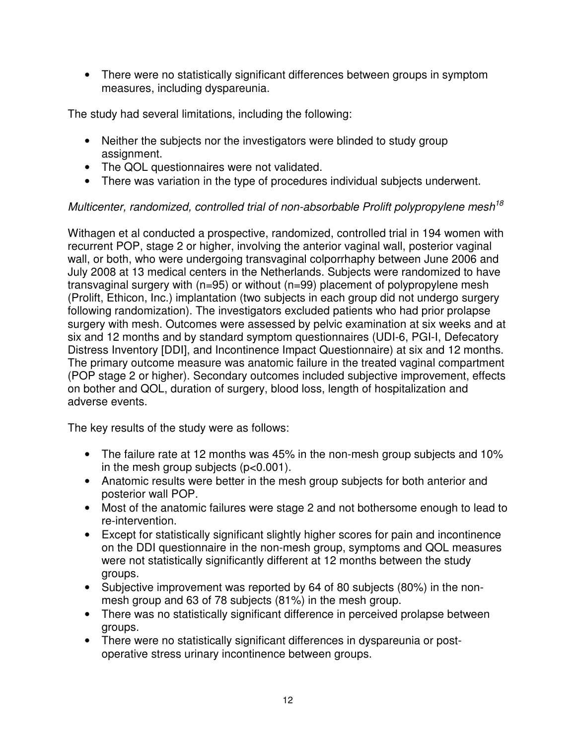- There were no statistically significant differences between groups in symptom measures, including dyspareunia.

The study had several limitations, including the following:

- Neither the subjects nor the investigators were blinded to study group assignment.
- The QOL questionnaires were not validated.
- There was variation in the type of procedures individual subjects underwent.

*Multicenter, randomized, controlled trial of non-absorbable Prolift polypropylene mesh*[18]

Withagen et al conducted a prospective, randomized, controlled trial in 194 women with recurrent POP, stage 2 or higher, involving the anterior vaginal wall, posterior vaginal wall, or both, who were undergoing transvaginal colporrhaphy between June 2006 and July 2008 at 13 medical centers in the Netherlands. Subjects were randomized to have transvaginal surgery with (n=95) or without (n=99) placement of polypropylene mesh (Prolift, Ethicon, Inc.) implantation (two subjects in each group did not undergo surgery following randomization). The investigators excluded patients who had prior prolapse surgery with mesh. Outcomes were assessed by pelvic examination at six weeks and at six and 12 months and by standard symptom questionnaires (UDI-6, PGI-I, Defecatory Distress Inventory [DDI], and Incontinence Impact Questionnaire) at six and 12 months. The primary outcome measure was anatomic failure in the treated vaginal compartment (POP stage 2 or higher). Secondary outcomes included subjective improvement, effects on bother and QOL, duration of surgery, blood loss, length of hospitalization and adverse events.

The key results of the study were as follows:

- The failure rate at 12 months was 45% in the non-mesh group subjects and 10% in the mesh group subjects ($p<0.001$).
- Anatomic results were better in the mesh group subjects for both anterior and posterior wall POP.
- Most of the anatomic failures were stage 2 and not bothersome enough to lead to re-intervention.
- Except for statistically significant slightly higher scores for pain and incontinence on the DDI questionnaire in the non-mesh group, symptoms and QOL measures were not statistically significantly different at 12 months between the study groups.
- Subjective improvement was reported by 64 of 80 subjects (80%) in the non-mesh group and 63 of 78 subjects (81%) in the mesh group.
- There was no statistically significant difference in perceived prolapse between groups.
- There were no statistically significant differences in dyspareunia or post-operative stress urinary incontinence between groups.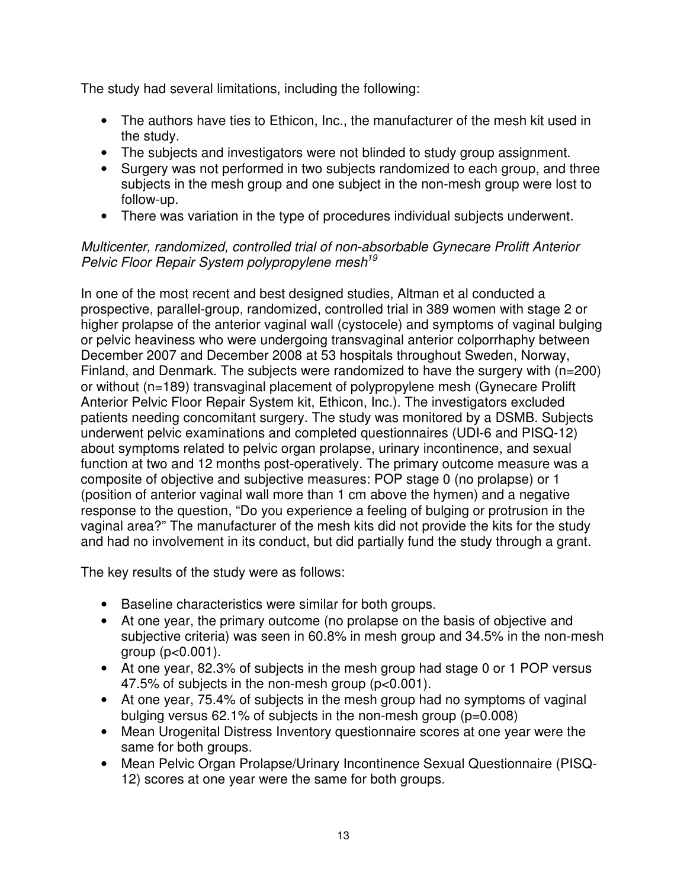The study had several limitations, including the following:

- The authors have ties to Ethicon, Inc., the manufacturer of the mesh kit used in the study.
- The subjects and investigators were not blinded to study group assignment.
- Surgery was not performed in two subjects randomized to each group, and three subjects in the mesh group and one subject in the non-mesh group were lost to follow-up.
- There was variation in the type of procedures individual subjects underwent.

*Multicenter, randomized, controlled trial of non-absorbable Gynecare Prolift Anterior Pelvic Floor Repair System polypropylene mesh*[19]

In one of the most recent and best designed studies, Altman et al conducted a prospective, parallel-group, randomized, controlled trial in 389 women with stage 2 or higher prolapse of the anterior vaginal wall (cystocele) and symptoms of vaginal bulging or pelvic heaviness who were undergoing transvaginal anterior colporrhaphy between December 2007 and December 2008 at 53 hospitals throughout Sweden, Norway, Finland, and Denmark. The subjects were randomized to have the surgery with (n=200) or without (n=189) transvaginal placement of polypropylene mesh (Gynecare Prolift Anterior Pelvic Floor Repair System kit, Ethicon, Inc.). The investigators excluded patients needing concomitant surgery. The study was monitored by a DSMB. Subjects underwent pelvic examinations and completed questionnaires (UDI-6 and PISQ-12) about symptoms related to pelvic organ prolapse, urinary incontinence, and sexual function at two and 12 months post-operatively. The primary outcome measure was a composite of objective and subjective measures: POP stage 0 (no prolapse) or 1 (position of anterior vaginal wall more than 1 cm above the hymen) and a negative response to the question, "Do you experience a feeling of bulging or protrusion in the vaginal area?" The manufacturer of the mesh kits did not provide the kits for the study and had no involvement in its conduct, but did partially fund the study through a grant.

The key results of the study were as follows:

- Baseline characteristics were similar for both groups.
- At one year, the primary outcome (no prolapse on the basis of objective and subjective criteria) was seen in 60.8% in mesh group and 34.5% in the non-mesh group ($p<0.001$).
- At one year, 82.3% of subjects in the mesh group had stage 0 or 1 POP versus 47.5% of subjects in the non-mesh group ($p<0.001$).
- At one year, 75.4% of subjects in the mesh group had no symptoms of vaginal bulging versus 62.1% of subjects in the non-mesh group ($p=0.008$)
- Mean Urogenital Distress Inventory questionnaire scores at one year were the same for both groups.
- Mean Pelvic Organ Prolapse/Urinary Incontinence Sexual Questionnaire (PISQ-12) scores at one year were the same for both groups.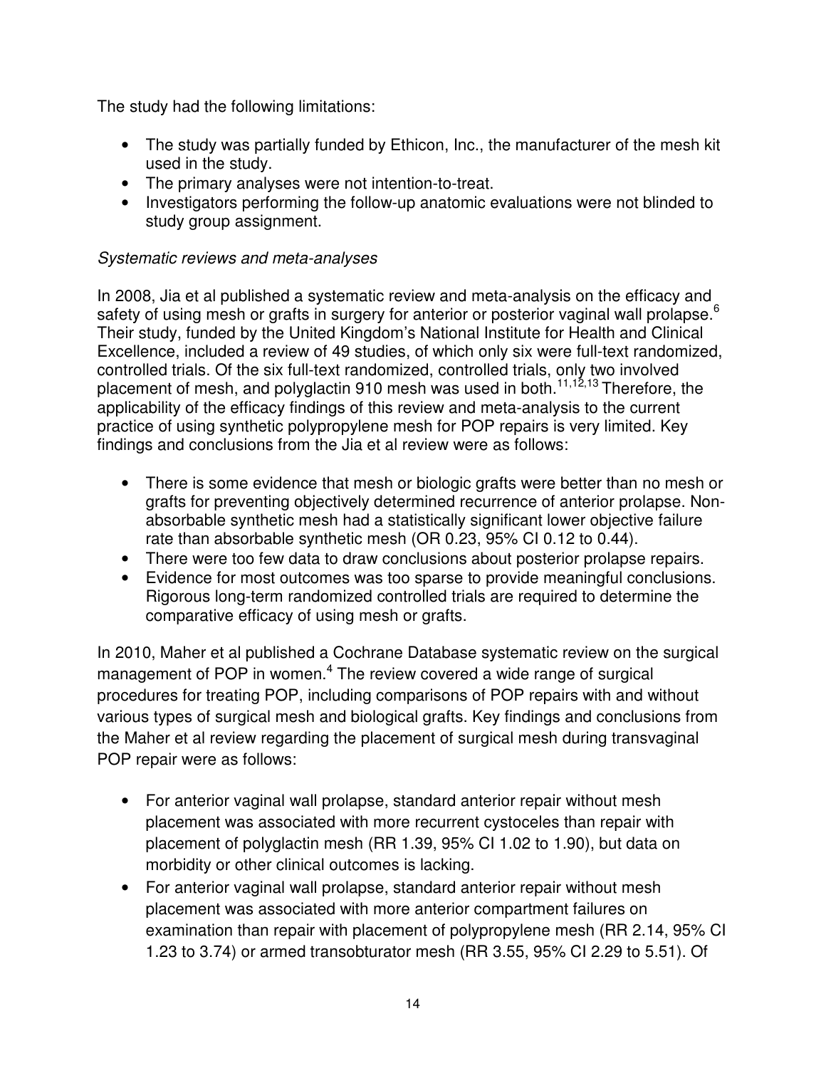The study had the following limitations:

- The study was partially funded by Ethicon, Inc., the manufacturer of the mesh kit used in the study.
- The primary analyses were not intention-to-treat.
- Investigators performing the follow-up anatomic evaluations were not blinded to study group assignment.

*Systematic reviews and meta-analyses*

In 2008, Jia et al published a systematic review and meta-analysis on the efficacy and safety of using mesh or grafts in surgery for anterior or posterior vaginal wall prolapse.[6] Their study, funded by the United Kingdom's National Institute for Health and Clinical Excellence, included a review of 49 studies, of which only six were full-text randomized, controlled trials. Of the six full-text randomized, controlled trials, only two involved placement of mesh, and polyglactin 910 mesh was used in both.[11,12,13] Therefore, the applicability of the efficacy findings of this review and meta-analysis to the current practice of using synthetic polypropylene mesh for POP repairs is very limited. Key findings and conclusions from the Jia et al review were as follows:

- There is some evidence that mesh or biologic grafts were better than no mesh or grafts for preventing objectively determined recurrence of anterior prolapse. Non-absorbable synthetic mesh had a statistically significant lower objective failure rate than absorbable synthetic mesh (OR 0.23, 95% CI 0.12 to 0.44).
- There were too few data to draw conclusions about posterior prolapse repairs.
- Evidence for most outcomes was too sparse to provide meaningful conclusions. Rigorous long-term randomized controlled trials are required to determine the comparative efficacy of using mesh or grafts.

In 2010, Maher et al published a Cochrane Database systematic review on the surgical management of POP in women.[4] The review covered a wide range of surgical procedures for treating POP, including comparisons of POP repairs with and without various types of surgical mesh and biological grafts. Key findings and conclusions from the Maher et al review regarding the placement of surgical mesh during transvaginal POP repair were as follows:

- For anterior vaginal wall prolapse, standard anterior repair without mesh placement was associated with more recurrent cystoceles than repair with placement of polyglactin mesh (RR 1.39, 95% CI 1.02 to 1.90), but data on morbidity or other clinical outcomes is lacking.
- For anterior vaginal wall prolapse, standard anterior repair without mesh placement was associated with more anterior compartment failures on examination than repair with placement of polypropylene mesh (RR 2.14, 95% CI 1.23 to 3.74) or armed transobturator mesh (RR 3.55, 95% CI 2.29 to 5.51). Of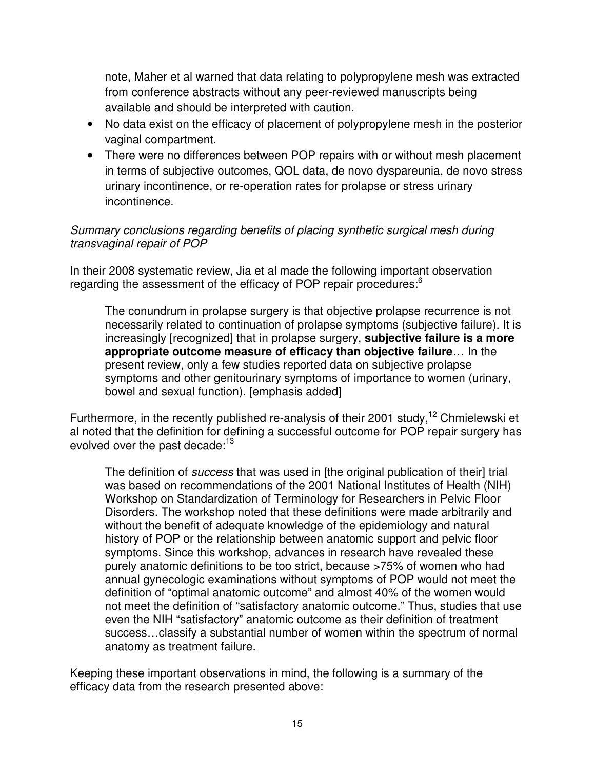note, Maher et al warned that data relating to polypropylene mesh was extracted from conference abstracts without any peer-reviewed manuscripts being available and should be interpreted with caution.

- No data exist on the efficacy of placement of polypropylene mesh in the posterior vaginal compartment.
- There were no differences between POP repairs with or without mesh placement in terms of subjective outcomes, QOL data, de novo dyspareunia, de novo stress urinary incontinence, or re-operation rates for prolapse or stress urinary incontinence.

*Summary conclusions regarding benefits of placing synthetic surgical mesh during transvaginal repair of POP*

In their 2008 systematic review, Jia et al made the following important observation regarding the assessment of the efficacy of POP repair procedures:[6]

> The conundrum in prolapse surgery is that objective prolapse recurrence is not necessarily related to continuation of prolapse symptoms (subjective failure). It is increasingly [recognized] that in prolapse surgery, **subjective failure is a more appropriate outcome measure of efficacy than objective failure**… In the present review, only a few studies reported data on subjective prolapse symptoms and other genitourinary symptoms of importance to women (urinary, bowel and sexual function). [emphasis added]

Furthermore, in the recently published re-analysis of their 2001 study,[12] Chmielewski et al noted that the definition for defining a successful outcome for POP repair surgery has evolved over the past decade:[13]

> The definition of *success* that was used in [the original publication of their] trial was based on recommendations of the 2001 National Institutes of Health (NIH) Workshop on Standardization of Terminology for Researchers in Pelvic Floor Disorders. The workshop noted that these definitions were made arbitrarily and without the benefit of adequate knowledge of the epidemiology and natural history of POP or the relationship between anatomic support and pelvic floor symptoms. Since this workshop, advances in research have revealed these purely anatomic definitions to be too strict, because >75% of women who had annual gynecologic examinations without symptoms of POP would not meet the definition of "optimal anatomic outcome" and almost 40% of the women would not meet the definition of "satisfactory anatomic outcome." Thus, studies that use even the NIH "satisfactory" anatomic outcome as their definition of treatment success…classify a substantial number of women within the spectrum of normal anatomy as treatment failure.

Keeping these important observations in mind, the following is a summary of the efficacy data from the research presented above: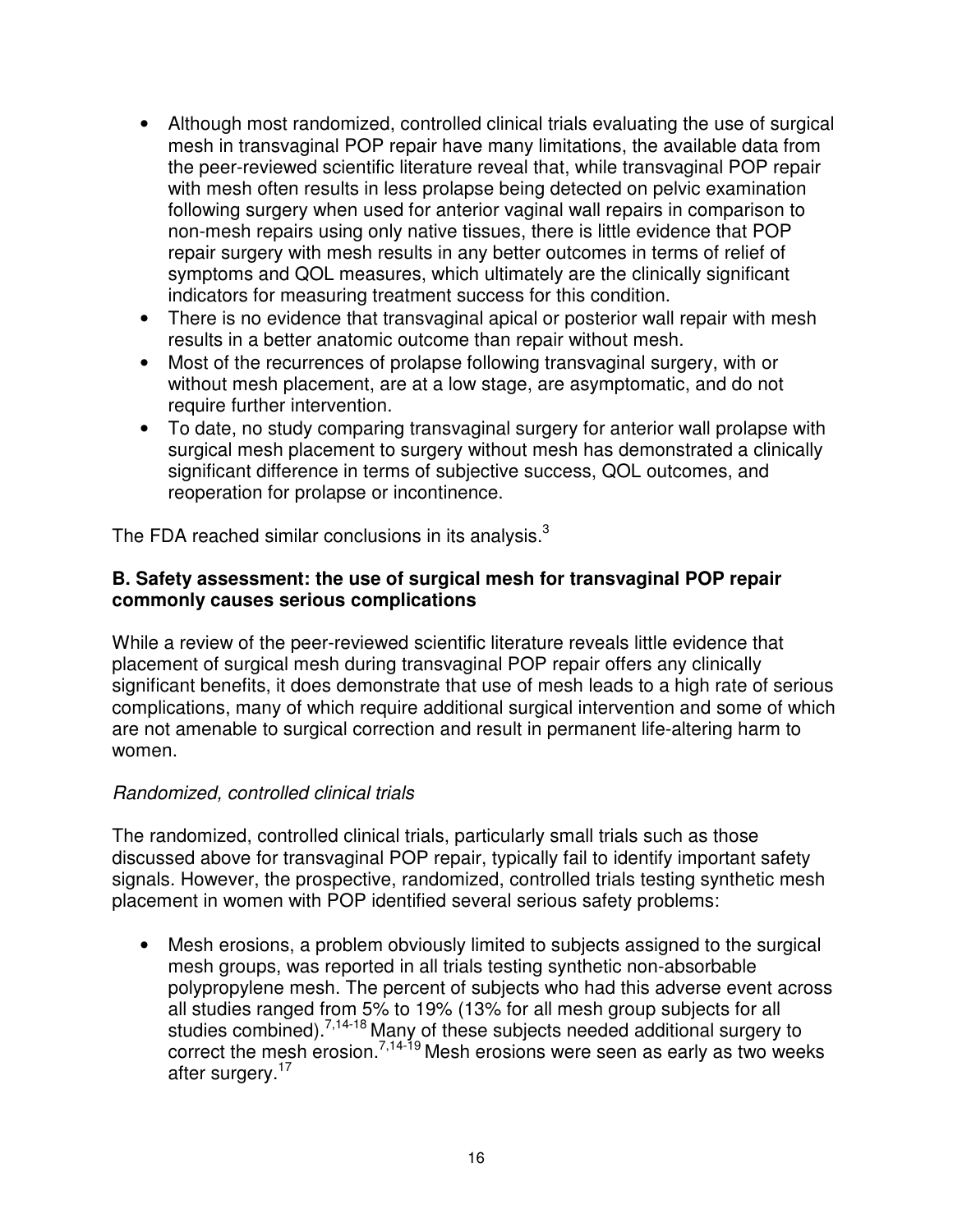- Although most randomized, controlled clinical trials evaluating the use of surgical mesh in transvaginal POP repair have many limitations, the available data from the peer-reviewed scientific literature reveal that, while transvaginal POP repair with mesh often results in less prolapse being detected on pelvic examination following surgery when used for anterior vaginal wall repairs in comparison to non-mesh repairs using only native tissues, there is little evidence that POP repair surgery with mesh results in any better outcomes in terms of relief of symptoms and QOL measures, which ultimately are the clinically significant indicators for measuring treatment success for this condition.
- There is no evidence that transvaginal apical or posterior wall repair with mesh results in a better anatomic outcome than repair without mesh.
- Most of the recurrences of prolapse following transvaginal surgery, with or without mesh placement, are at a low stage, are asymptomatic, and do not require further intervention.
- To date, no study comparing transvaginal surgery for anterior wall prolapse with surgical mesh placement to surgery without mesh has demonstrated a clinically significant difference in terms of subjective success, QOL outcomes, and reoperation for prolapse or incontinence.

The FDA reached similar conclusions in its analysis.[3]

**B. Safety assessment: the use of surgical mesh for transvaginal POP repair commonly causes serious complications**

While a review of the peer-reviewed scientific literature reveals little evidence that placement of surgical mesh during transvaginal POP repair offers any clinically significant benefits, it does demonstrate that use of mesh leads to a high rate of serious complications, many of which require additional surgical intervention and some of which are not amenable to surgical correction and result in permanent life-altering harm to women.

*Randomized, controlled clinical trials*

The randomized, controlled clinical trials, particularly small trials such as those discussed above for transvaginal POP repair, typically fail to identify important safety signals. However, the prospective, randomized, controlled trials testing synthetic mesh placement in women with POP identified several serious safety problems:

- Mesh erosions, a problem obviously limited to subjects assigned to the surgical mesh groups, was reported in all trials testing synthetic non-absorbable polypropylene mesh. The percent of subjects who had this adverse event across all studies ranged from 5% to 19% (13% for all mesh group subjects for all studies combined).[7,14-18] Many of these subjects needed additional surgery to correct the mesh erosion.[7,14-19] Mesh erosions were seen as early as two weeks after surgery.[17]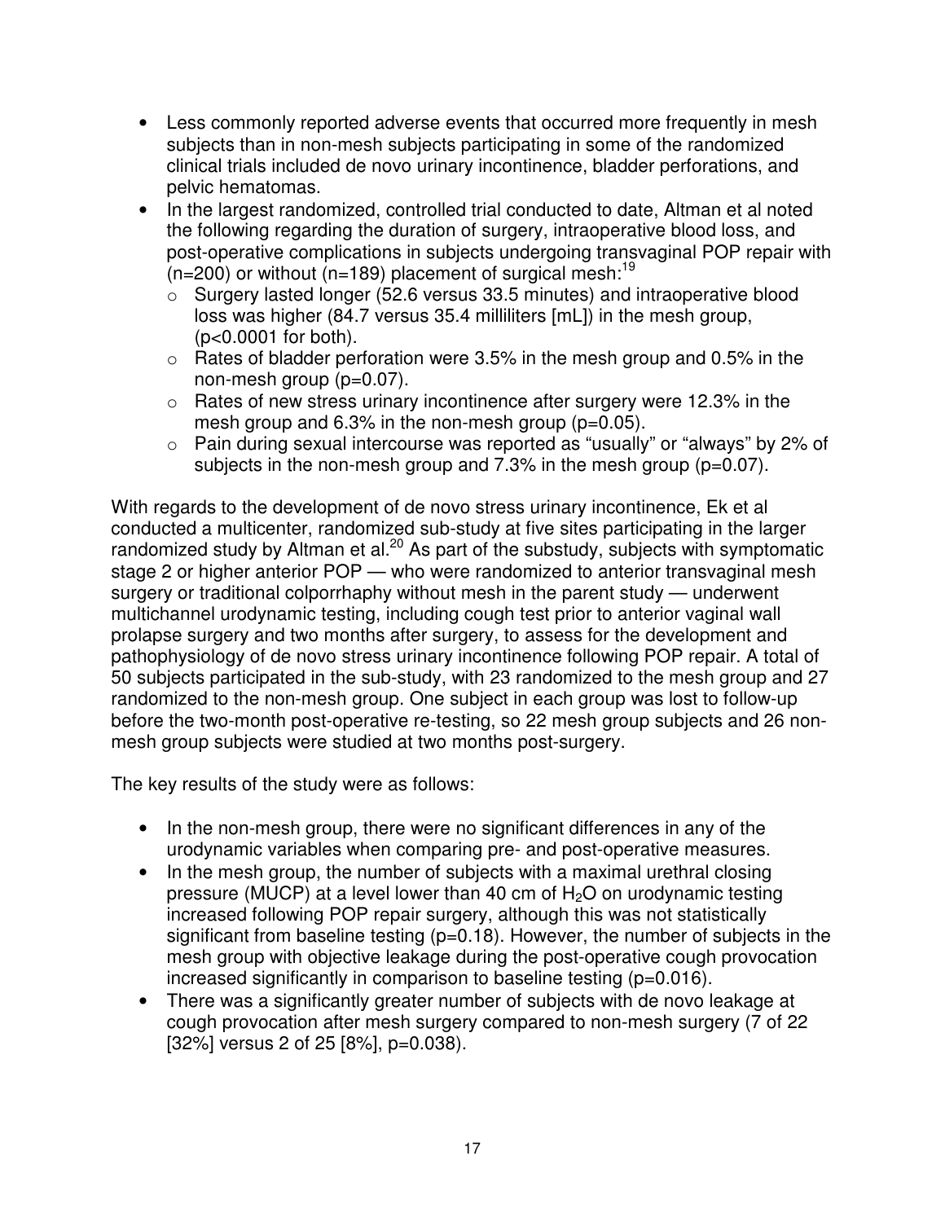- Less commonly reported adverse events that occurred more frequently in mesh subjects than in non-mesh subjects participating in some of the randomized clinical trials included de novo urinary incontinence, bladder perforations, and pelvic hematomas.
- In the largest randomized, controlled trial conducted to date, Altman et al noted the following regarding the duration of surgery, intraoperative blood loss, and post-operative complications in subjects undergoing transvaginal POP repair with (n=200) or without (n=189) placement of surgical mesh:[19]
  - Surgery lasted longer (52.6 versus 33.5 minutes) and intraoperative blood loss was higher (84.7 versus 35.4 milliliters [mL]) in the mesh group, ($p<0.0001$ for both).
  - Rates of bladder perforation were 3.5% in the mesh group and 0.5% in the non-mesh group ($p=0.07$).
  - Rates of new stress urinary incontinence after surgery were 12.3% in the mesh group and 6.3% in the non-mesh group ($p=0.05$).
  - Pain during sexual intercourse was reported as "usually" or "always" by 2% of subjects in the non-mesh group and 7.3% in the mesh group ($p=0.07$).

With regards to the development of de novo stress urinary incontinence, Ek et al conducted a multicenter, randomized sub-study at five sites participating in the larger randomized study by Altman et al.[20] As part of the substudy, subjects with symptomatic stage 2 or higher anterior POP — who were randomized to anterior transvaginal mesh surgery or traditional colporrhaphy without mesh in the parent study — underwent multichannel urodynamic testing, including cough test prior to anterior vaginal wall prolapse surgery and two months after surgery, to assess for the development and pathophysiology of de novo stress urinary incontinence following POP repair. A total of 50 subjects participated in the sub-study, with 23 randomized to the mesh group and 27 randomized to the non-mesh group. One subject in each group was lost to follow-up before the two-month post-operative re-testing, so 22 mesh group subjects and 26 non-mesh group subjects were studied at two months post-surgery.

The key results of the study were as follows:

- In the non-mesh group, there were no significant differences in any of the urodynamic variables when comparing pre- and post-operative measures.
- In the mesh group, the number of subjects with a maximal urethral closing pressure (MUCP) at a level lower than 40 cm of $H_2O$ on urodynamic testing increased following POP repair surgery, although this was not statistically significant from baseline testing ($p=0.18$). However, the number of subjects in the mesh group with objective leakage during the post-operative cough provocation increased significantly in comparison to baseline testing ($p=0.016$).
- There was a significantly greater number of subjects with de novo leakage at cough provocation after mesh surgery compared to non-mesh surgery (7 of 22 [32%] versus 2 of 25 [8%], $p=0.038$).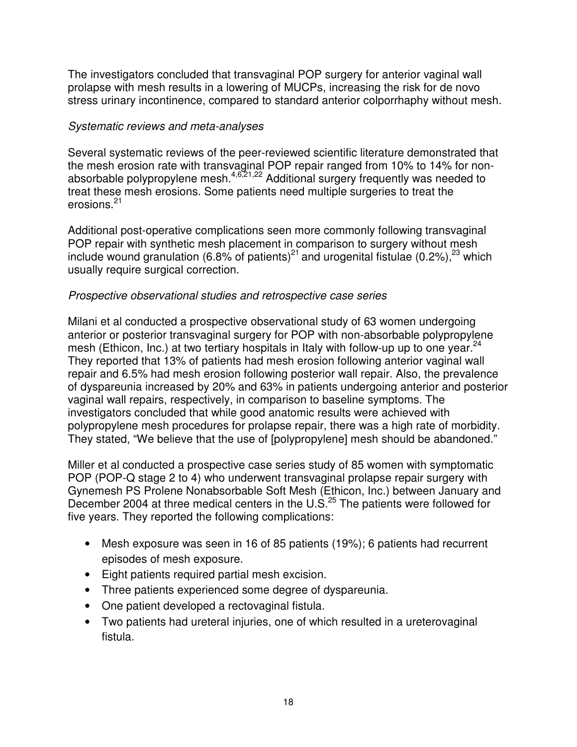The investigators concluded that transvaginal POP surgery for anterior vaginal wall prolapse with mesh results in a lowering of MUCPs, increasing the risk for de novo stress urinary incontinence, compared to standard anterior colporrhaphy without mesh.

*Systematic reviews and meta-analyses*

Several systematic reviews of the peer-reviewed scientific literature demonstrated that the mesh erosion rate with transvaginal POP repair ranged from 10% to 14% for non-absorbable polypropylene mesh.[4,6,21,22] Additional surgery frequently was needed to treat these mesh erosions. Some patients need multiple surgeries to treat the erosions.[21]

Additional post-operative complications seen more commonly following transvaginal POP repair with synthetic mesh placement in comparison to surgery without mesh include wound granulation (6.8% of patients)[21] and urogenital fistulae (0.2%),[23] which usually require surgical correction.

*Prospective observational studies and retrospective case series*

Milani et al conducted a prospective observational study of 63 women undergoing anterior or posterior transvaginal surgery for POP with non-absorbable polypropylene mesh (Ethicon, Inc.) at two tertiary hospitals in Italy with follow-up up to one year.[24] They reported that 13% of patients had mesh erosion following anterior vaginal wall repair and 6.5% had mesh erosion following posterior wall repair. Also, the prevalence of dyspareunia increased by 20% and 63% in patients undergoing anterior and posterior vaginal wall repairs, respectively, in comparison to baseline symptoms. The investigators concluded that while good anatomic results were achieved with polypropylene mesh procedures for prolapse repair, there was a high rate of morbidity. They stated, "We believe that the use of [polypropylene] mesh should be abandoned."

Miller et al conducted a prospective case series study of 85 women with symptomatic POP (POP-Q stage 2 to 4) who underwent transvaginal prolapse repair surgery with Gynemesh PS Prolene Nonabsorbable Soft Mesh (Ethicon, Inc.) between January and December 2004 at three medical centers in the U.S.[25] The patients were followed for five years. They reported the following complications:

- Mesh exposure was seen in 16 of 85 patients (19%); 6 patients had recurrent episodes of mesh exposure.
- Eight patients required partial mesh excision.
- Three patients experienced some degree of dyspareunia.
- One patient developed a rectovaginal fistula.
- Two patients had ureteral injuries, one of which resulted in a ureterovaginal fistula.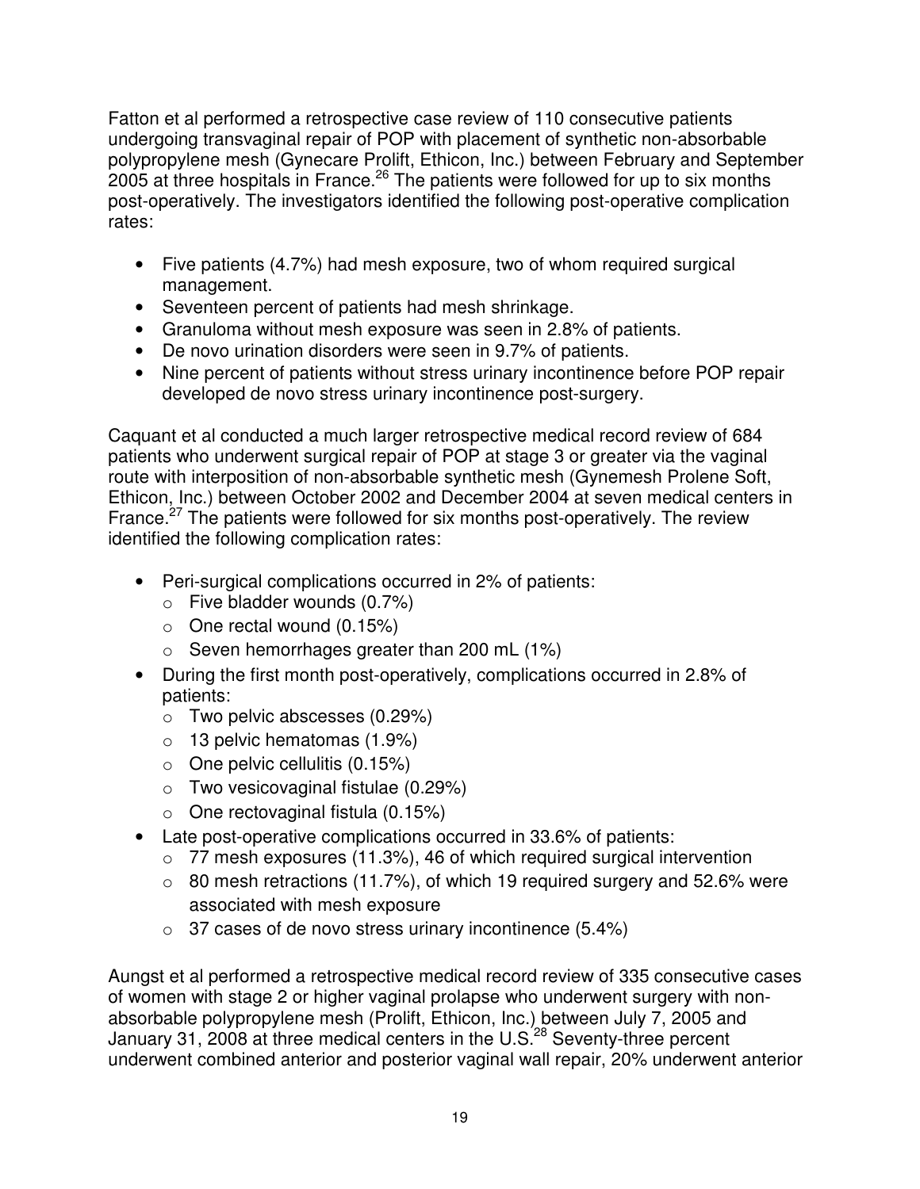Fatton et al performed a retrospective case review of 110 consecutive patients undergoing transvaginal repair of POP with placement of synthetic non-absorbable polypropylene mesh (Gynecare Prolift, Ethicon, Inc.) between February and September 2005 at three hospitals in France.[26] The patients were followed for up to six months post-operatively. The investigators identified the following post-operative complication rates:

- Five patients (4.7%) had mesh exposure, two of whom required surgical management.
- Seventeen percent of patients had mesh shrinkage.
- Granuloma without mesh exposure was seen in 2.8% of patients.
- De novo urination disorders were seen in 9.7% of patients.
- Nine percent of patients without stress urinary incontinence before POP repair developed de novo stress urinary incontinence post-surgery.

Caquant et al conducted a much larger retrospective medical record review of 684 patients who underwent surgical repair of POP at stage 3 or greater via the vaginal route with interposition of non-absorbable synthetic mesh (Gynemesh Prolene Soft, Ethicon, Inc.) between October 2002 and December 2004 at seven medical centers in France.[27] The patients were followed for six months post-operatively. The review identified the following complication rates:

- Peri-surgical complications occurred in 2% of patients:
  - Five bladder wounds (0.7%)
  - One rectal wound (0.15%)
  - Seven hemorrhages greater than 200 mL (1%)
- During the first month post-operatively, complications occurred in 2.8% of patients:
  - Two pelvic abscesses (0.29%)
  - 13 pelvic hematomas (1.9%)
  - One pelvic cellulitis (0.15%)
  - Two vesicovaginal fistulae (0.29%)
  - One rectovaginal fistula (0.15%)
- Late post-operative complications occurred in 33.6% of patients:
  - 77 mesh exposures (11.3%), 46 of which required surgical intervention
  - 80 mesh retractions (11.7%), of which 19 required surgery and 52.6% were associated with mesh exposure
  - 37 cases of de novo stress urinary incontinence (5.4%)

Aungst et al performed a retrospective medical record review of 335 consecutive cases of women with stage 2 or higher vaginal prolapse who underwent surgery with non-absorbable polypropylene mesh (Prolift, Ethicon, Inc.) between July 7, 2005 and January 31, 2008 at three medical centers in the U.S.[28] Seventy-three percent underwent combined anterior and posterior vaginal wall repair, 20% underwent anterior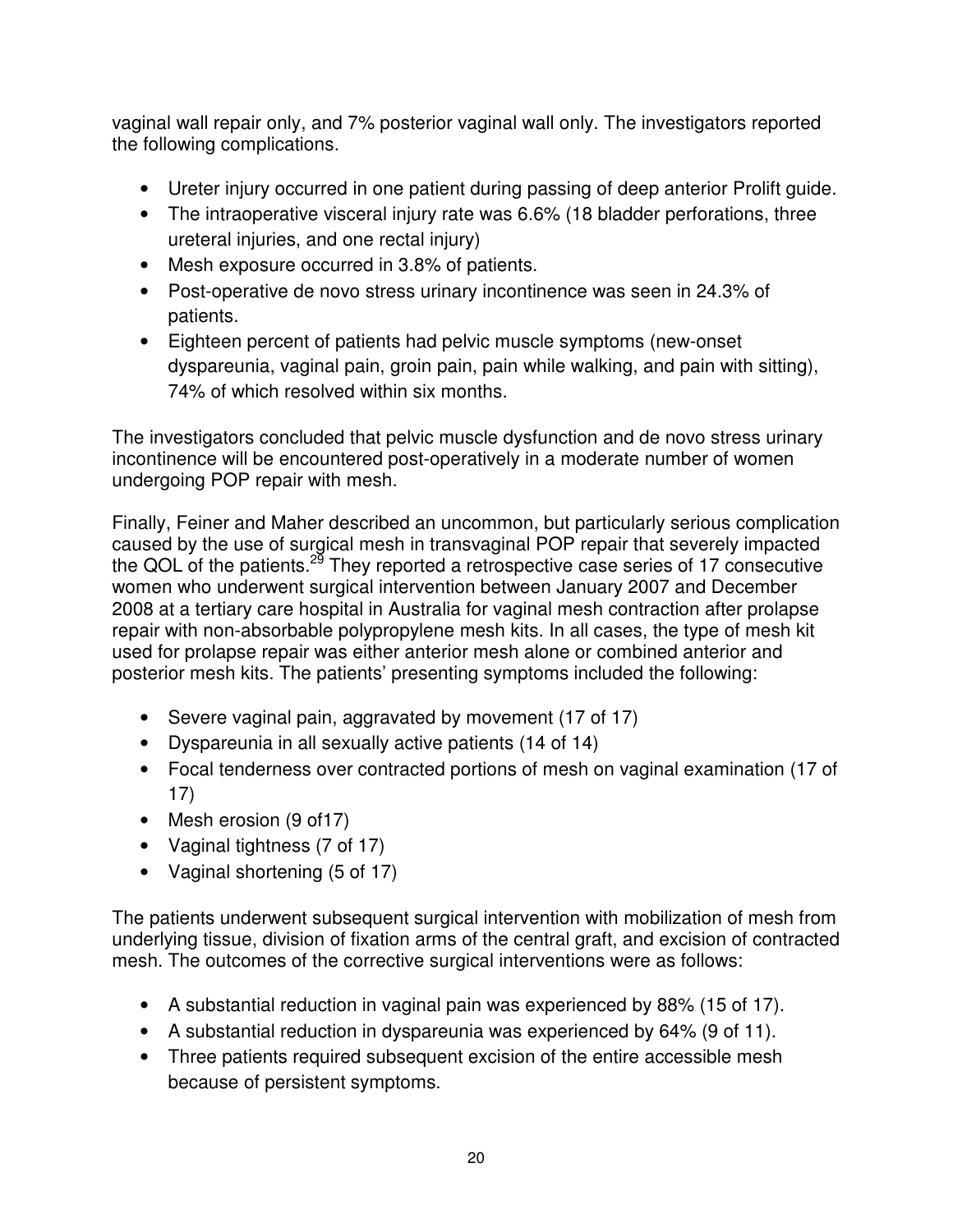vaginal wall repair only, and 7% posterior vaginal wall only. The investigators reported the following complications.

- Ureter injury occurred in one patient during passing of deep anterior Prolift guide.
- The intraoperative visceral injury rate was 6.6% (18 bladder perforations, three ureteral injuries, and one rectal injury)
- Mesh exposure occurred in 3.8% of patients.
- Post-operative de novo stress urinary incontinence was seen in 24.3% of patients.
- Eighteen percent of patients had pelvic muscle symptoms (new-onset dyspareunia, vaginal pain, groin pain, pain while walking, and pain with sitting), 74% of which resolved within six months.

The investigators concluded that pelvic muscle dysfunction and de novo stress urinary incontinence will be encountered post-operatively in a moderate number of women undergoing POP repair with mesh.

Finally, Feiner and Maher described an uncommon, but particularly serious complication caused by the use of surgical mesh in transvaginal POP repair that severely impacted the QOL of the patients.[29] They reported a retrospective case series of 17 consecutive women who underwent surgical intervention between January 2007 and December 2008 at a tertiary care hospital in Australia for vaginal mesh contraction after prolapse repair with non-absorbable polypropylene mesh kits. In all cases, the type of mesh kit used for prolapse repair was either anterior mesh alone or combined anterior and posterior mesh kits. The patients' presenting symptoms included the following:

- Severe vaginal pain, aggravated by movement (17 of 17)
- Dyspareunia in all sexually active patients (14 of 14)
- Focal tenderness over contracted portions of mesh on vaginal examination (17 of 17)
- Mesh erosion (9 of17)
- Vaginal tightness (7 of 17)
- Vaginal shortening (5 of 17)

The patients underwent subsequent surgical intervention with mobilization of mesh from underlying tissue, division of fixation arms of the central graft, and excision of contracted mesh. The outcomes of the corrective surgical interventions were as follows:

- A substantial reduction in vaginal pain was experienced by 88% (15 of 17).
- A substantial reduction in dyspareunia was experienced by 64% (9 of 11).
- Three patients required subsequent excision of the entire accessible mesh because of persistent symptoms.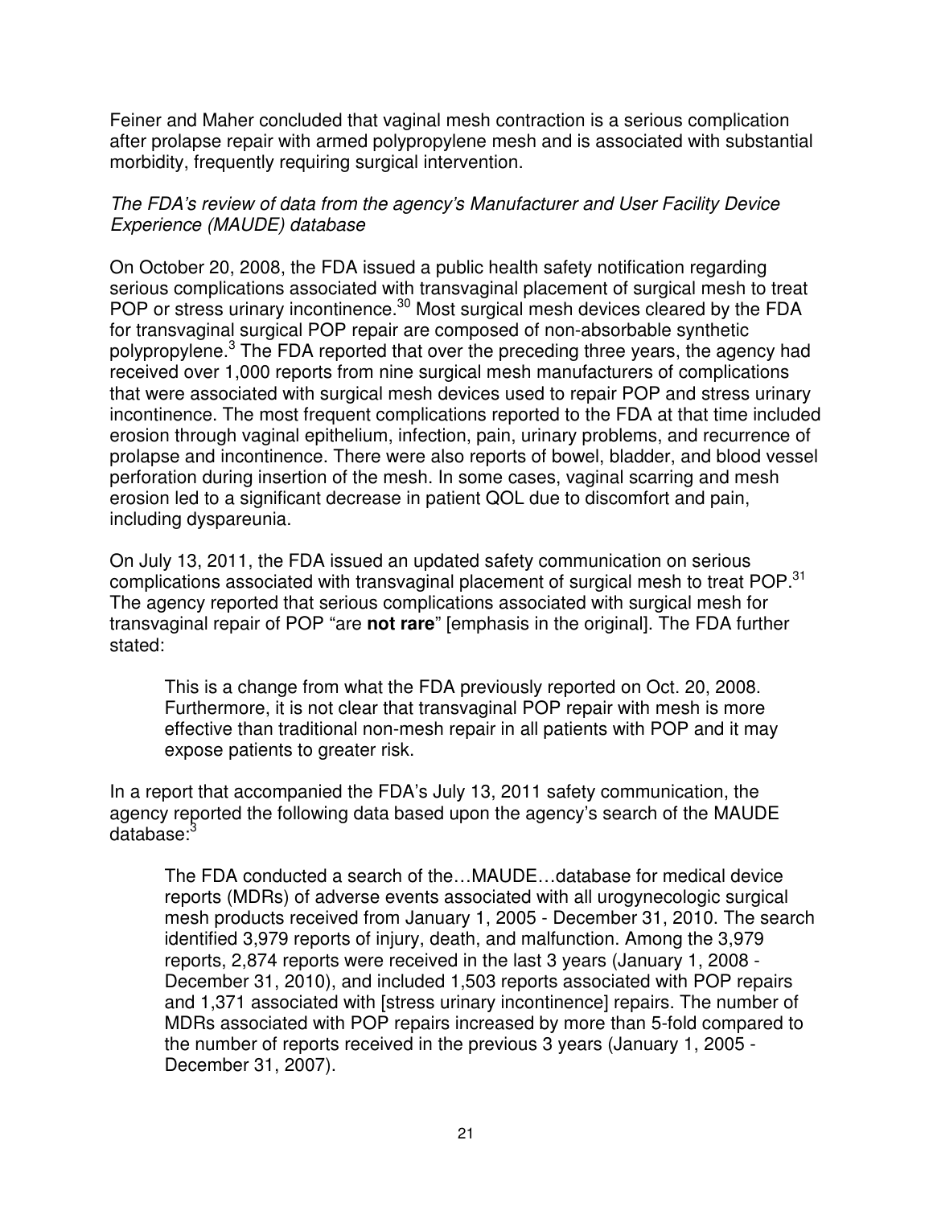Feiner and Maher concluded that vaginal mesh contraction is a serious complication after prolapse repair with armed polypropylene mesh and is associated with substantial morbidity, frequently requiring surgical intervention.

*The FDA's review of data from the agency's Manufacturer and User Facility Device Experience (MAUDE) database*

On October 20, 2008, the FDA issued a public health safety notification regarding serious complications associated with transvaginal placement of surgical mesh to treat POP or stress urinary incontinence.[30] Most surgical mesh devices cleared by the FDA for transvaginal surgical POP repair are composed of non-absorbable synthetic polypropylene.[3] The FDA reported that over the preceding three years, the agency had received over 1,000 reports from nine surgical mesh manufacturers of complications that were associated with surgical mesh devices used to repair POP and stress urinary incontinence. The most frequent complications reported to the FDA at that time included erosion through vaginal epithelium, infection, pain, urinary problems, and recurrence of prolapse and incontinence. There were also reports of bowel, bladder, and blood vessel perforation during insertion of the mesh. In some cases, vaginal scarring and mesh erosion led to a significant decrease in patient QOL due to discomfort and pain, including dyspareunia.

On July 13, 2011, the FDA issued an updated safety communication on serious complications associated with transvaginal placement of surgical mesh to treat POP.[31] The agency reported that serious complications associated with surgical mesh for transvaginal repair of POP "are **not rare**" [emphasis in the original]. The FDA further stated:

> This is a change from what the FDA previously reported on Oct. 20, 2008. Furthermore, it is not clear that transvaginal POP repair with mesh is more effective than traditional non-mesh repair in all patients with POP and it may expose patients to greater risk.

In a report that accompanied the FDA's July 13, 2011 safety communication, the agency reported the following data based upon the agency's search of the MAUDE database:[3]

> The FDA conducted a search of the…MAUDE…database for medical device reports (MDRs) of adverse events associated with all urogynecologic surgical mesh products received from January 1, 2005 - December 31, 2010. The search identified 3,979 reports of injury, death, and malfunction. Among the 3,979 reports, 2,874 reports were received in the last 3 years (January 1, 2008 - December 31, 2010), and included 1,503 reports associated with POP repairs and 1,371 associated with [stress urinary incontinence] repairs. The number of MDRs associated with POP repairs increased by more than 5-fold compared to the number of reports received in the previous 3 years (January 1, 2005 - December 31, 2007).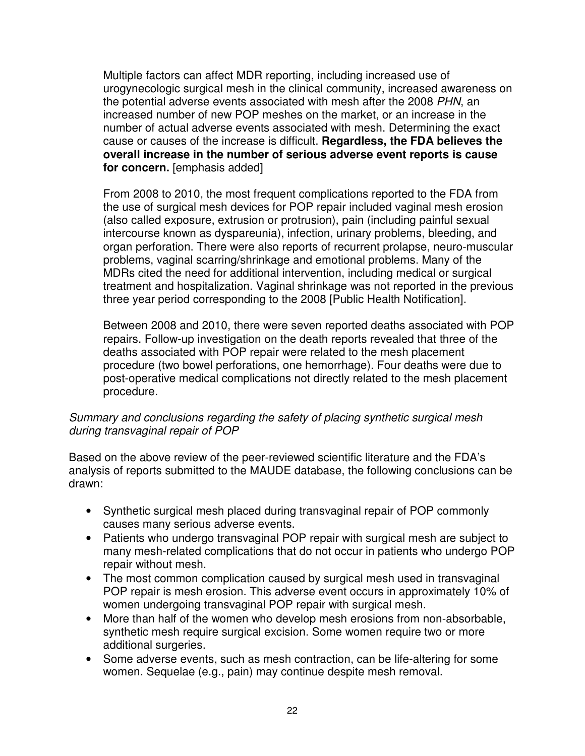> Multiple factors can affect MDR reporting, including increased use of urogynecologic surgical mesh in the clinical community, increased awareness on the potential adverse events associated with mesh after the 2008 *PHN*, an increased number of new POP meshes on the market, or an increase in the number of actual adverse events associated with mesh. Determining the exact cause or causes of the increase is difficult. **Regardless, the FDA believes the overall increase in the number of serious adverse event reports is cause for concern.** [emphasis added]
>
> From 2008 to 2010, the most frequent complications reported to the FDA from the use of surgical mesh devices for POP repair included vaginal mesh erosion (also called exposure, extrusion or protrusion), pain (including painful sexual intercourse known as dyspareunia), infection, urinary problems, bleeding, and organ perforation. There were also reports of recurrent prolapse, neuro-muscular problems, vaginal scarring/shrinkage and emotional problems. Many of the MDRs cited the need for additional intervention, including medical or surgical treatment and hospitalization. Vaginal shrinkage was not reported in the previous three year period corresponding to the 2008 [Public Health Notification].
>
> Between 2008 and 2010, there were seven reported deaths associated with POP repairs. Follow-up investigation on the death reports revealed that three of the deaths associated with POP repair were related to the mesh placement procedure (two bowel perforations, one hemorrhage). Four deaths were due to post-operative medical complications not directly related to the mesh placement procedure.

*Summary and conclusions regarding the safety of placing synthetic surgical mesh during transvaginal repair of POP*

Based on the above review of the peer-reviewed scientific literature and the FDA's analysis of reports submitted to the MAUDE database, the following conclusions can be drawn:

- Synthetic surgical mesh placed during transvaginal repair of POP commonly causes many serious adverse events.
- Patients who undergo transvaginal POP repair with surgical mesh are subject to many mesh-related complications that do not occur in patients who undergo POP repair without mesh.
- The most common complication caused by surgical mesh used in transvaginal POP repair is mesh erosion. This adverse event occurs in approximately 10% of women undergoing transvaginal POP repair with surgical mesh.
- More than half of the women who develop mesh erosions from non-absorbable, synthetic mesh require surgical excision. Some women require two or more additional surgeries.
- Some adverse events, such as mesh contraction, can be life-altering for some women. Sequelae (e.g., pain) may continue despite mesh removal.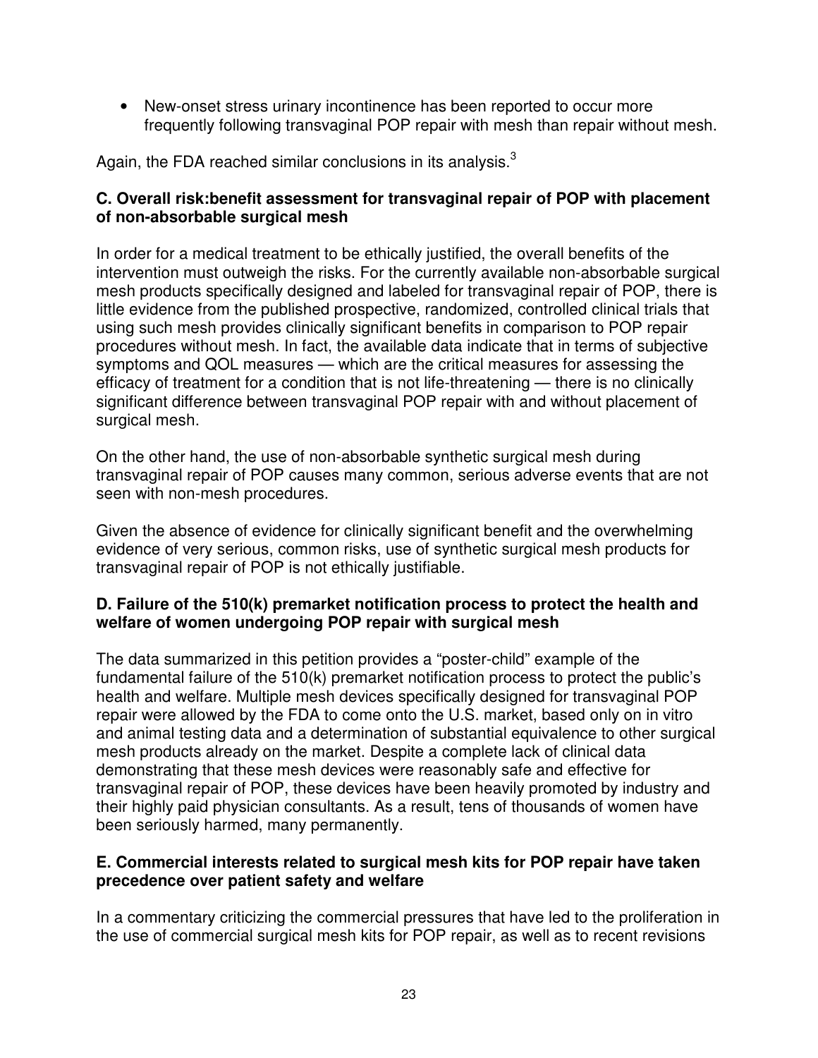- New-onset stress urinary incontinence has been reported to occur more frequently following transvaginal POP repair with mesh than repair without mesh.

Again, the FDA reached similar conclusions in its analysis.[3]

### C. Overall risk:benefit assessment for transvaginal repair of POP with placement of non-absorbable surgical mesh

In order for a medical treatment to be ethically justified, the overall benefits of the intervention must outweigh the risks. For the currently available non-absorbable surgical mesh products specifically designed and labeled for transvaginal repair of POP, there is little evidence from the published prospective, randomized, controlled clinical trials that using such mesh provides clinically significant benefits in comparison to POP repair procedures without mesh. In fact, the available data indicate that in terms of subjective symptoms and QOL measures — which are the critical measures for assessing the efficacy of treatment for a condition that is not life-threatening — there is no clinically significant difference between transvaginal POP repair with and without placement of surgical mesh.

On the other hand, the use of non-absorbable synthetic surgical mesh during transvaginal repair of POP causes many common, serious adverse events that are not seen with non-mesh procedures.

Given the absence of evidence for clinically significant benefit and the overwhelming evidence of very serious, common risks, use of synthetic surgical mesh products for transvaginal repair of POP is not ethically justifiable.

### D. Failure of the 510(k) premarket notification process to protect the health and welfare of women undergoing POP repair with surgical mesh

The data summarized in this petition provides a "poster-child" example of the fundamental failure of the 510(k) premarket notification process to protect the public's health and welfare. Multiple mesh devices specifically designed for transvaginal POP repair were allowed by the FDA to come onto the U.S. market, based only on in vitro and animal testing data and a determination of substantial equivalence to other surgical mesh products already on the market. Despite a complete lack of clinical data demonstrating that these mesh devices were reasonably safe and effective for transvaginal repair of POP, these devices have been heavily promoted by industry and their highly paid physician consultants. As a result, tens of thousands of women have been seriously harmed, many permanently.

### E. Commercial interests related to surgical mesh kits for POP repair have taken precedence over patient safety and welfare

In a commentary criticizing the commercial pressures that have led to the proliferation in the use of commercial surgical mesh kits for POP repair, as well as to recent revisions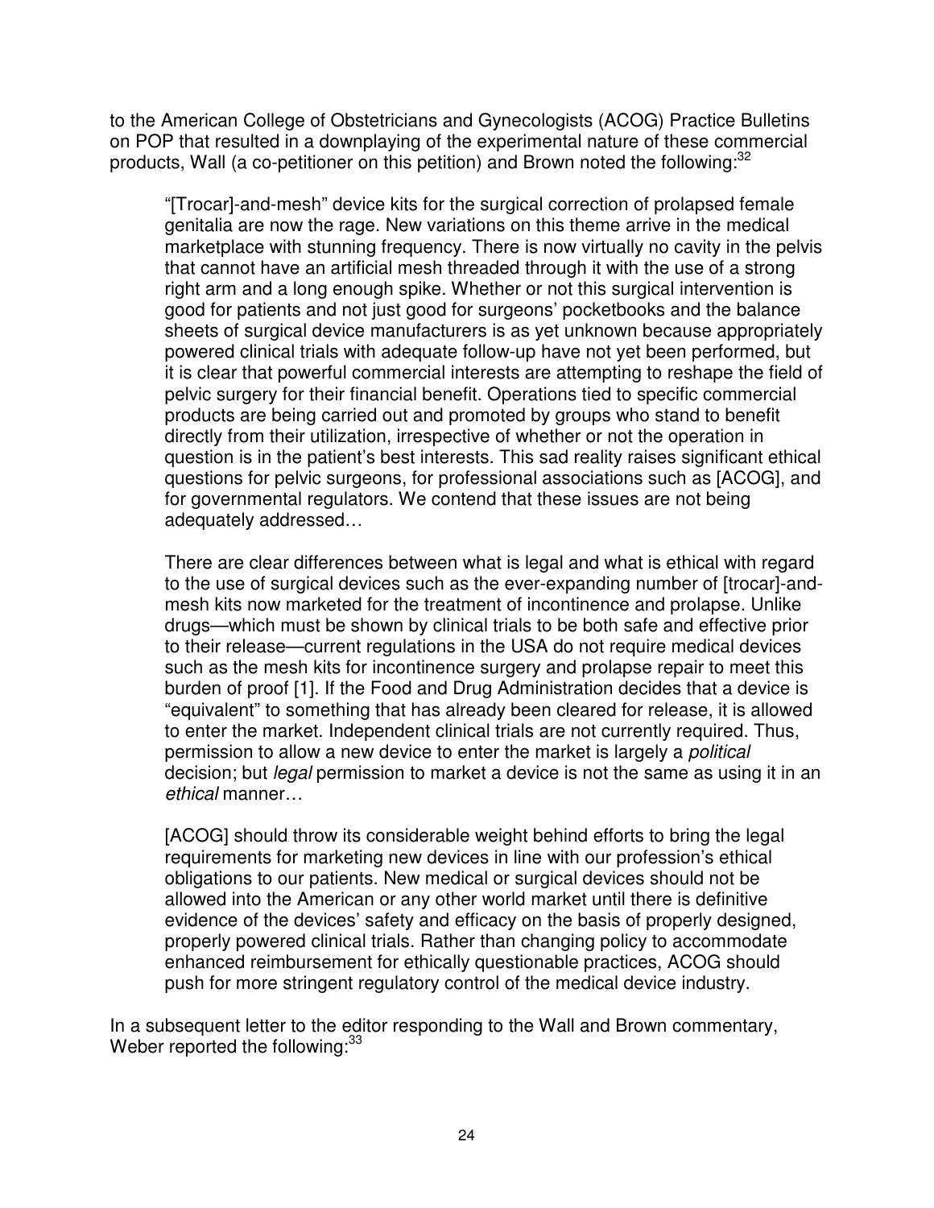to the American College of Obstetricians and Gynecologists (ACOG) Practice Bulletins on POP that resulted in a downplaying of the experimental nature of these commercial products, Wall (a co-petitioner on this petition) and Brown noted the following:[32]

> "[Trocar]-and-mesh" device kits for the surgical correction of prolapsed female genitalia are now the rage. New variations on this theme arrive in the medical marketplace with stunning frequency. There is now virtually no cavity in the pelvis that cannot have an artificial mesh threaded through it with the use of a strong right arm and a long enough spike. Whether or not this surgical intervention is good for patients and not just good for surgeons' pocketbooks and the balance sheets of surgical device manufacturers is as yet unknown because appropriately powered clinical trials with adequate follow-up have not yet been performed, but it is clear that powerful commercial interests are attempting to reshape the field of pelvic surgery for their financial benefit. Operations tied to specific commercial products are being carried out and promoted by groups who stand to benefit directly from their utilization, irrespective of whether or not the operation in question is in the patient's best interests. This sad reality raises significant ethical questions for pelvic surgeons, for professional associations such as [ACOG], and for governmental regulators. We contend that these issues are not being adequately addressed…
>
> There are clear differences between what is legal and what is ethical with regard to the use of surgical devices such as the ever-expanding number of [trocar]-and-mesh kits now marketed for the treatment of incontinence and prolapse. Unlike drugs—which must be shown by clinical trials to be both safe and effective prior to their release—current regulations in the USA do not require medical devices such as the mesh kits for incontinence surgery and prolapse repair to meet this burden of proof [1]. If the Food and Drug Administration decides that a device is "equivalent" to something that has already been cleared for release, it is allowed to enter the market. Independent clinical trials are not currently required. Thus, permission to allow a new device to enter the market is largely a *political* decision; but *legal* permission to market a device is not the same as using it in an *ethical* manner…
>
> [ACOG] should throw its considerable weight behind efforts to bring the legal requirements for marketing new devices in line with our profession's ethical obligations to our patients. New medical or surgical devices should not be allowed into the American or any other world market until there is definitive evidence of the devices' safety and efficacy on the basis of properly designed, properly powered clinical trials. Rather than changing policy to accommodate enhanced reimbursement for ethically questionable practices, ACOG should push for more stringent regulatory control of the medical device industry.

In a subsequent letter to the editor responding to the Wall and Brown commentary, Weber reported the following:[33]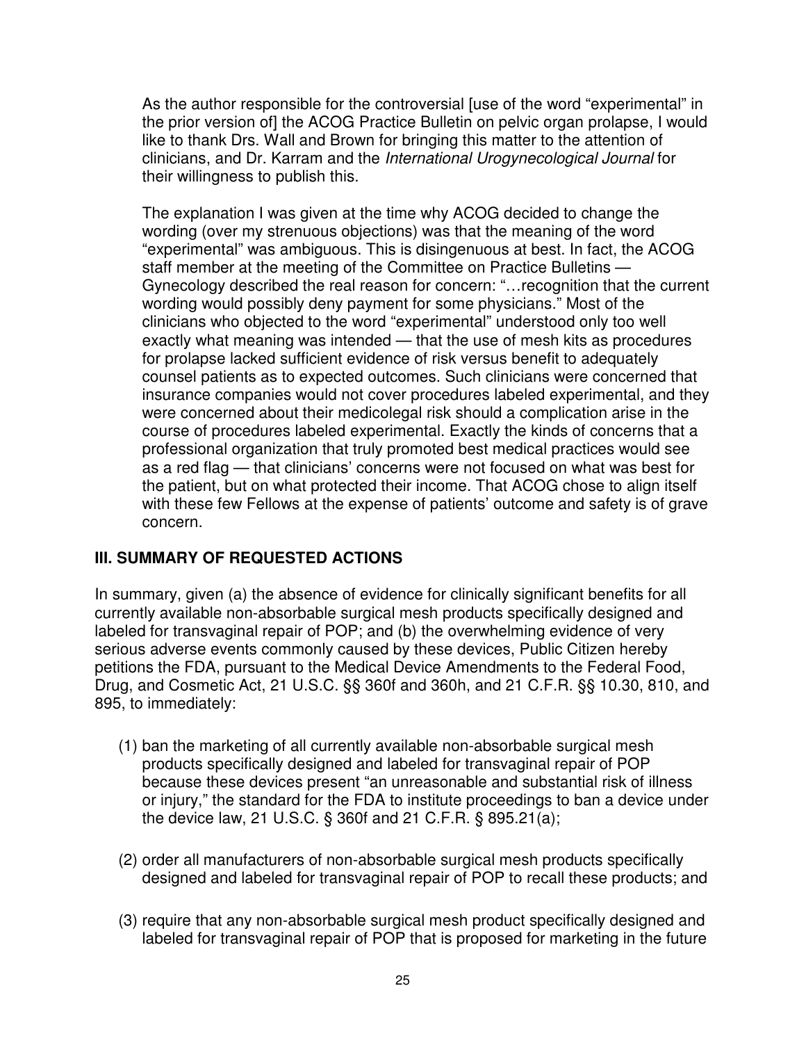> As the author responsible for the controversial [use of the word "experimental" in the prior version of] the ACOG Practice Bulletin on pelvic organ prolapse, I would like to thank Drs. Wall and Brown for bringing this matter to the attention of clinicians, and Dr. Karram and the *International Urogynecological Journal* for their willingness to publish this.
>
> The explanation I was given at the time why ACOG decided to change the wording (over my strenuous objections) was that the meaning of the word "experimental" was ambiguous. This is disingenuous at best. In fact, the ACOG staff member at the meeting of the Committee on Practice Bulletins — Gynecology described the real reason for concern: "…recognition that the current wording would possibly deny payment for some physicians." Most of the clinicians who objected to the word "experimental" understood only too well exactly what meaning was intended — that the use of mesh kits as procedures for prolapse lacked sufficient evidence of risk versus benefit to adequately counsel patients as to expected outcomes. Such clinicians were concerned that insurance companies would not cover procedures labeled experimental, and they were concerned about their medicolegal risk should a complication arise in the course of procedures labeled experimental. Exactly the kinds of concerns that a professional organization that truly promoted best medical practices would see as a red flag — that clinicians' concerns were not focused on what was best for the patient, but on what protected their income. That ACOG chose to align itself with these few Fellows at the expense of patients' outcome and safety is of grave concern.

## III. SUMMARY OF REQUESTED ACTIONS

In summary, given (a) the absence of evidence for clinically significant benefits for all currently available non-absorbable surgical mesh products specifically designed and labeled for transvaginal repair of POP; and (b) the overwhelming evidence of very serious adverse events commonly caused by these devices, Public Citizen hereby petitions the FDA, pursuant to the Medical Device Amendments to the Federal Food, Drug, and Cosmetic Act, 21 U.S.C. §§ 360f and 360h, and 21 C.F.R. §§ 10.30, 810, and 895, to immediately:

(1) ban the marketing of all currently available non-absorbable surgical mesh products specifically designed and labeled for transvaginal repair of POP because these devices present "an unreasonable and substantial risk of illness or injury," the standard for the FDA to institute proceedings to ban a device under the device law, 21 U.S.C. § 360f and 21 C.F.R. § 895.21(a);

(2) order all manufacturers of non-absorbable surgical mesh products specifically designed and labeled for transvaginal repair of POP to recall these products; and

(3) require that any non-absorbable surgical mesh product specifically designed and labeled for transvaginal repair of POP that is proposed for marketing in the future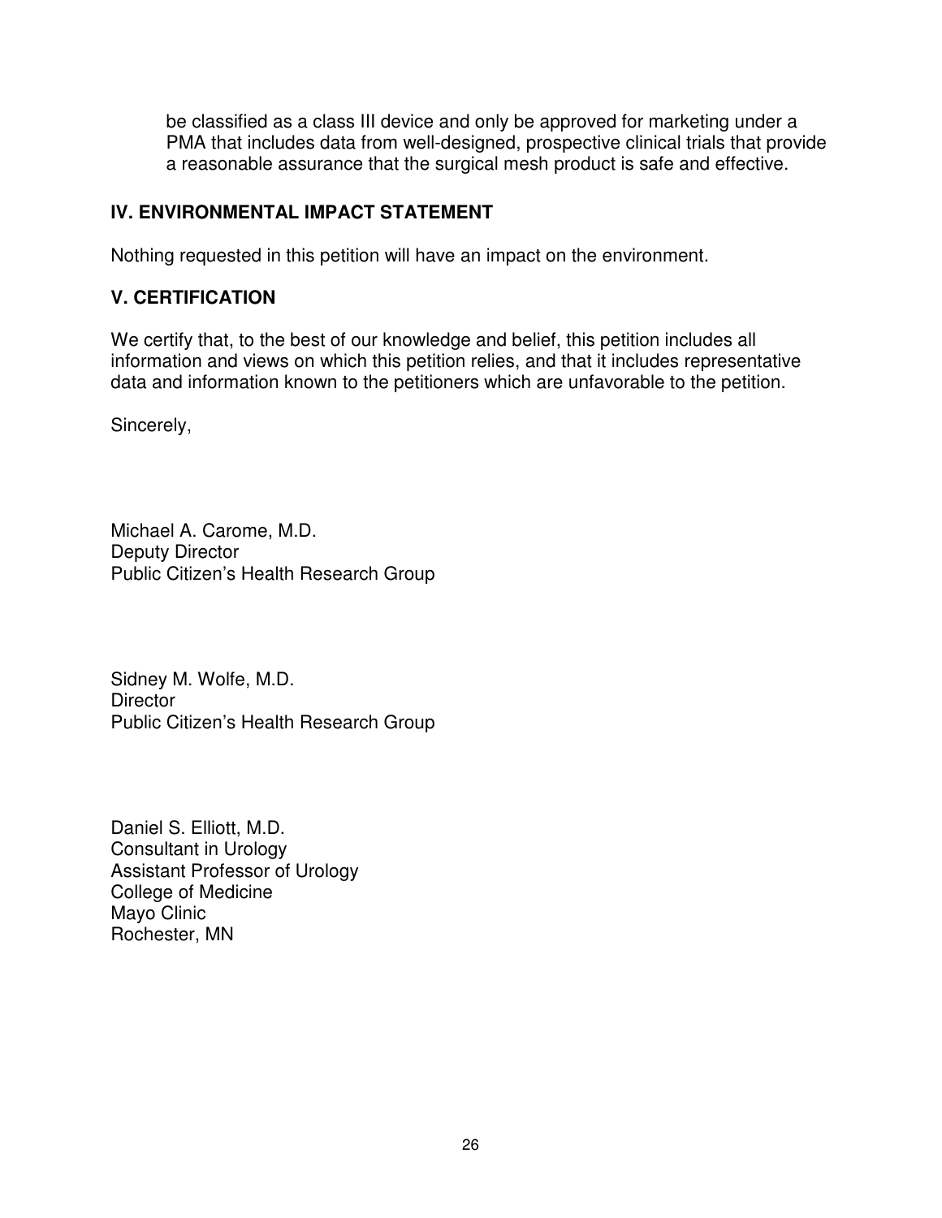be classified as a class III device and only be approved for marketing under a PMA that includes data from well-designed, prospective clinical trials that provide a reasonable assurance that the surgical mesh product is safe and effective.

## IV. ENVIRONMENTAL IMPACT STATEMENT

Nothing requested in this petition will have an impact on the environment.

## V. CERTIFICATION

We certify that, to the best of our knowledge and belief, this petition includes all information and views on which this petition relies, and that it includes representative data and information known to the petitioners which are unfavorable to the petition.

Sincerely,

Michael A. Carome, M.D.
Deputy Director
Public Citizen's Health Research Group

Sidney M. Wolfe, M.D.
Director
Public Citizen's Health Research Group

Daniel S. Elliott, M.D.
Consultant in Urology
Assistant Professor of Urology
College of Medicine
Mayo Clinic
Rochester, MN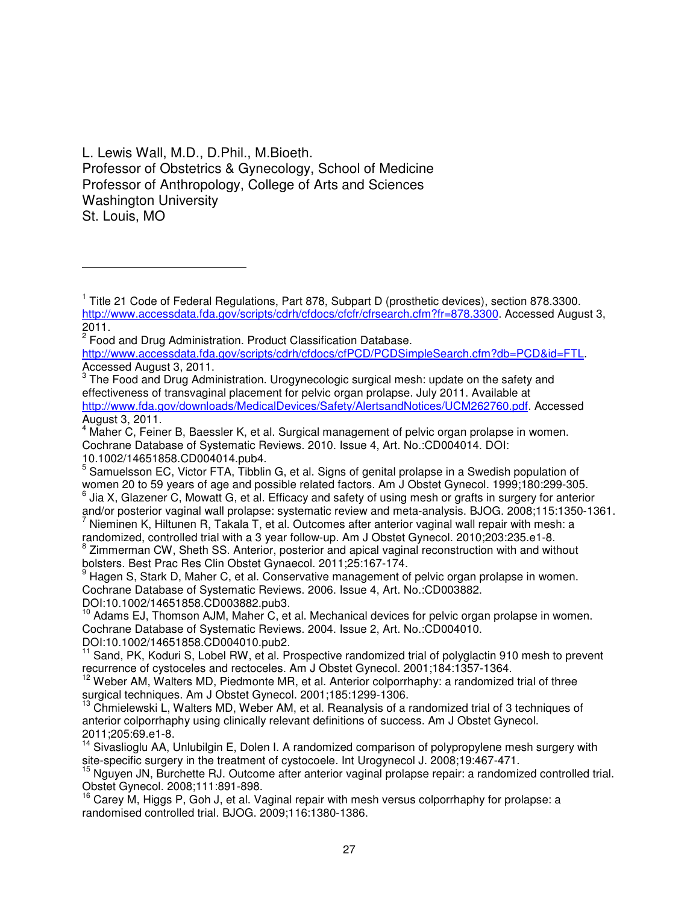L. Lewis Wall, M.D., D.Phil., M.Bioeth.
Professor of Obstetrics & Gynecology, School of Medicine
Professor of Anthropology, College of Arts and Sciences
Washington University
St. Louis, MO

---

[1] Title 21 Code of Federal Regulations, Part 878, Subpart D (prosthetic devices), section 878.3300. http://www.accessdata.fda.gov/scripts/cdrh/cfdocs/cfcfr/cfrsearch.cfm?fr=878.3300. Accessed August 3, 2011.

[2] Food and Drug Administration. Product Classification Database. http://www.accessdata.fda.gov/scripts/cdrh/cfdocs/cfPCD/PCDSimpleSearch.cfm?db=PCD&id=FTL. Accessed August 3, 2011.

[3] The Food and Drug Administration. Urogynecologic surgical mesh: update on the safety and effectiveness of transvaginal placement for pelvic organ prolapse. July 2011. Available at http://www.fda.gov/downloads/MedicalDevices/Safety/AlertsandNotices/UCM262760.pdf. Accessed August 3, 2011.

[4] Maher C, Feiner B, Baessler K, et al. Surgical management of pelvic organ prolapse in women. Cochrane Database of Systematic Reviews. 2010. Issue 4, Art. No.:CD004014. DOI: 10.1002/14651858.CD004014.pub4.

[5] Samuelsson EC, Victor FTA, Tibblin G, et al. Signs of genital prolapse in a Swedish population of women 20 to 59 years of age and possible related factors. Am J Obstet Gynecol. 1999;180:299-305.

[6] Jia X, Glazener C, Mowatt G, et al. Efficacy and safety of using mesh or grafts in surgery for anterior and/or posterior vaginal wall prolapse: systematic review and meta-analysis. BJOG. 2008;115:1350-1361.

[7] Nieminen K, Hiltunen R, Takala T, et al. Outcomes after anterior vaginal wall repair with mesh: a randomized, controlled trial with a 3 year follow-up. Am J Obstet Gynecol. 2010;203:235.e1-8.

[8] Zimmerman CW, Sheth SS. Anterior, posterior and apical vaginal reconstruction with and without bolsters. Best Prac Res Clin Obstet Gynaecol. 2011;25:167-174.

[9] Hagen S, Stark D, Maher C, et al. Conservative management of pelvic organ prolapse in women. Cochrane Database of Systematic Reviews. 2006. Issue 4, Art. No.:CD003882. DOI:10.1002/14651858.CD003882.pub3.

[10] Adams EJ, Thomson AJM, Maher C, et al. Mechanical devices for pelvic organ prolapse in women. Cochrane Database of Systematic Reviews. 2004. Issue 2, Art. No.:CD004010. DOI:10.1002/14651858.CD004010.pub2.

[11] Sand, PK, Koduri S, Lobel RW, et al. Prospective randomized trial of polyglactin 910 mesh to prevent recurrence of cystoceles and rectoceles. Am J Obstet Gynecol. 2001;184:1357-1364.

[12] Weber AM, Walters MD, Piedmonte MR, et al. Anterior colporrhaphy: a randomized trial of three surgical techniques. Am J Obstet Gynecol. 2001;185:1299-1306.

[13] Chmielewski L, Walters MD, Weber AM, et al. Reanalysis of a randomized trial of 3 techniques of anterior colporrhaphy using clinically relevant definitions of success. Am J Obstet Gynecol. 2011;205:69.e1-8.

[14] Sivaslioglu AA, Unlubilgin E, Dolen I. A randomized comparison of polypropylene mesh surgery with site-specific surgery in the treatment of cystocoele. Int Urogynecol J. 2008;19:467-471.

[15] Nguyen JN, Burchette RJ. Outcome after anterior vaginal prolapse repair: a randomized controlled trial. Obstet Gynecol. 2008;111:891-898.

[16] Carey M, Higgs P, Goh J, et al. Vaginal repair with mesh versus colporrhaphy for prolapse: a randomised controlled trial. BJOG. 2009;116:1380-1386.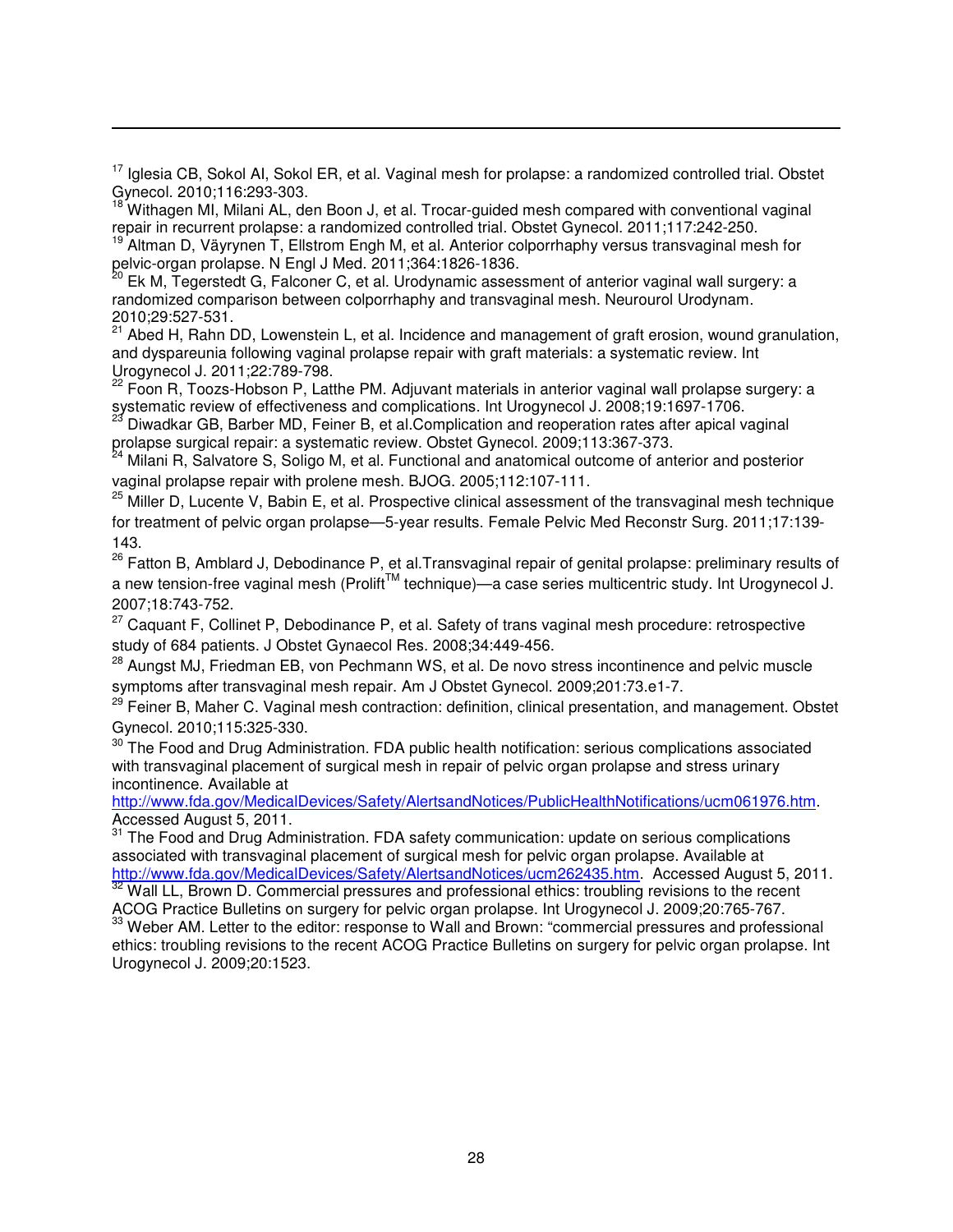[17] Iglesia CB, Sokol AI, Sokol ER, et al. Vaginal mesh for prolapse: a randomized controlled trial. Obstet Gynecol. 2010;116:293-303.

[18] Withagen MI, Milani AL, den Boon J, et al. Trocar-guided mesh compared with conventional vaginal repair in recurrent prolapse: a randomized controlled trial. Obstet Gynecol. 2011;117:242-250.

[19] Altman D, Väyrynen T, Ellstrom Engh M, et al. Anterior colporrhaphy versus transvaginal mesh for pelvic-organ prolapse. N Engl J Med. 2011;364:1826-1836.

[20] Ek M, Tegerstedt G, Falconer C, et al. Urodynamic assessment of anterior vaginal wall surgery: a randomized comparison between colporrhaphy and transvaginal mesh. Neurourol Urodynam. 2010;29:527-531.

[21] Abed H, Rahn DD, Lowenstein L, et al. Incidence and management of graft erosion, wound granulation, and dyspareunia following vaginal prolapse repair with graft materials: a systematic review. Int Urogynecol J. 2011;22:789-798.

[22] Foon R, Toozs-Hobson P, Latthe PM. Adjuvant materials in anterior vaginal wall prolapse surgery: a systematic review of effectiveness and complications. Int Urogynecol J. 2008;19:1697-1706.

[23] Diwadkar GB, Barber MD, Feiner B, et al.Complication and reoperation rates after apical vaginal prolapse surgical repair: a systematic review. Obstet Gynecol. 2009;113:367-373.

[24] Milani R, Salvatore S, Soligo M, et al. Functional and anatomical outcome of anterior and posterior vaginal prolapse repair with prolene mesh. BJOG. 2005;112:107-111.

[25] Miller D, Lucente V, Babin E, et al. Prospective clinical assessment of the transvaginal mesh technique for treatment of pelvic organ prolapse—5-year results. Female Pelvic Med Reconstr Surg. 2011;17:139-143.

[26] Fatton B, Amblard J, Debodinance P, et al.Transvaginal repair of genital prolapse: preliminary results of a new tension-free vaginal mesh (Prolift™ technique)—a case series multicentric study. Int Urogynecol J. 2007;18:743-752.

[27] Caquant F, Collinet P, Debodinance P, et al. Safety of trans vaginal mesh procedure: retrospective study of 684 patients. J Obstet Gynaecol Res. 2008;34:449-456.

[28] Aungst MJ, Friedman EB, von Pechmann WS, et al. De novo stress incontinence and pelvic muscle symptoms after transvaginal mesh repair. Am J Obstet Gynecol. 2009;201:73.e1-7.

[29] Feiner B, Maher C. Vaginal mesh contraction: definition, clinical presentation, and management. Obstet Gynecol. 2010;115:325-330.

[30] The Food and Drug Administration. FDA public health notification: serious complications associated with transvaginal placement of surgical mesh in repair of pelvic organ prolapse and stress urinary incontinence. Available at http://www.fda.gov/MedicalDevices/Safety/AlertsandNotices/PublicHealthNotifications/ucm061976.htm. Accessed August 5, 2011.

[31] The Food and Drug Administration. FDA safety communication: update on serious complications associated with transvaginal placement of surgical mesh for pelvic organ prolapse. Available at http://www.fda.gov/MedicalDevices/Safety/AlertsandNotices/ucm262435.htm. Accessed August 5, 2011.

[32] Wall LL, Brown D. Commercial pressures and professional ethics: troubling revisions to the recent ACOG Practice Bulletins on surgery for pelvic organ prolapse. Int Urogynecol J. 2009;20:765-767.

[33] Weber AM. Letter to the editor: response to Wall and Brown: "commercial pressures and professional ethics: troubling revisions to the recent ACOG Practice Bulletins on surgery for pelvic organ prolapse. Int Urogynecol J. 2009;20:1523.